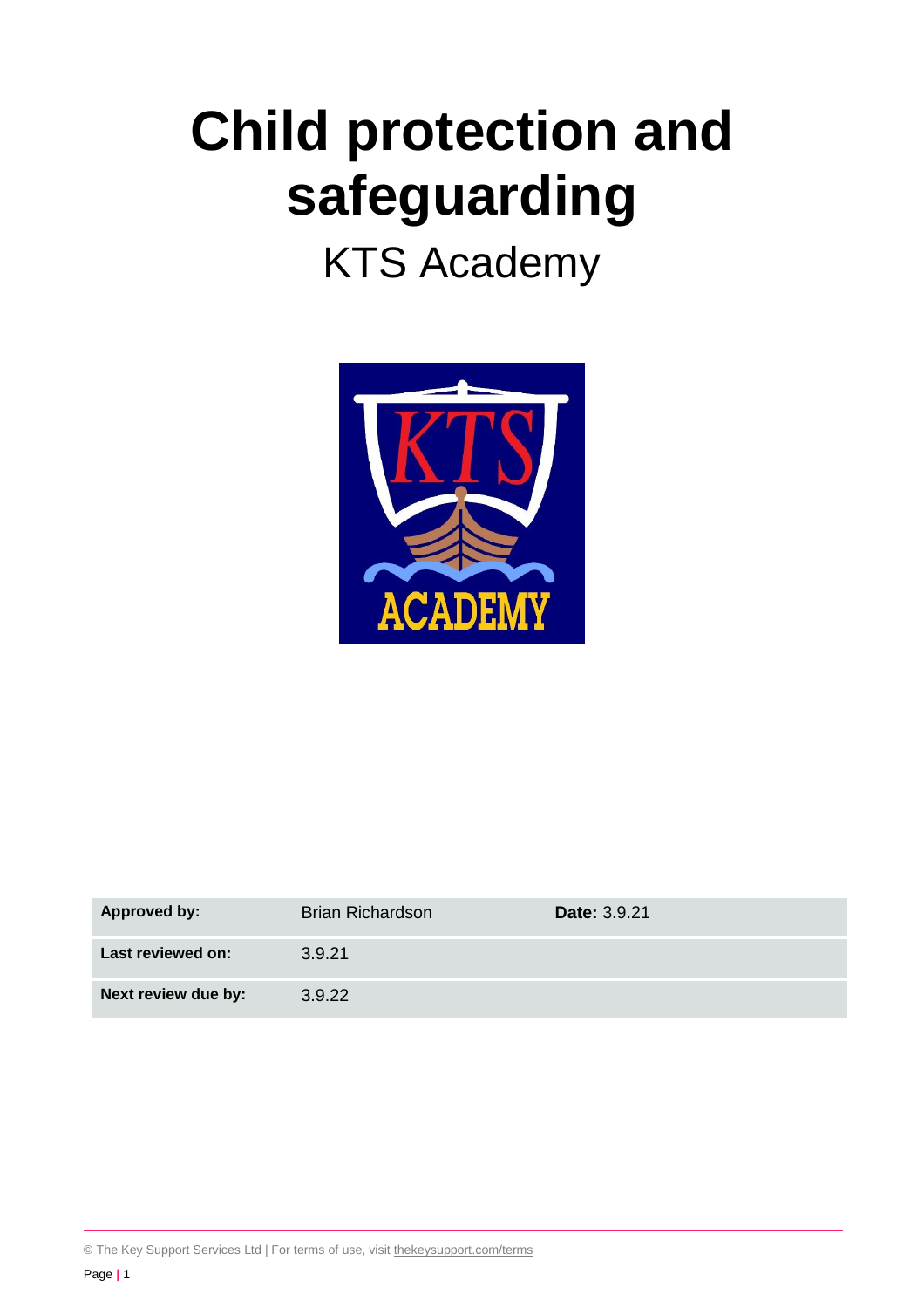# Child protection and safeguarding

KTS Academy

| Approved by: | Brian Richardson | Date: 3.9.21 |
|---|---|---|
| Last reviewed on: | 3.9.21 | |
| Next review due by: | 3.9.22 | |

© The Key Support Services Ltd | For terms of use, visit thekeysupport.com/terms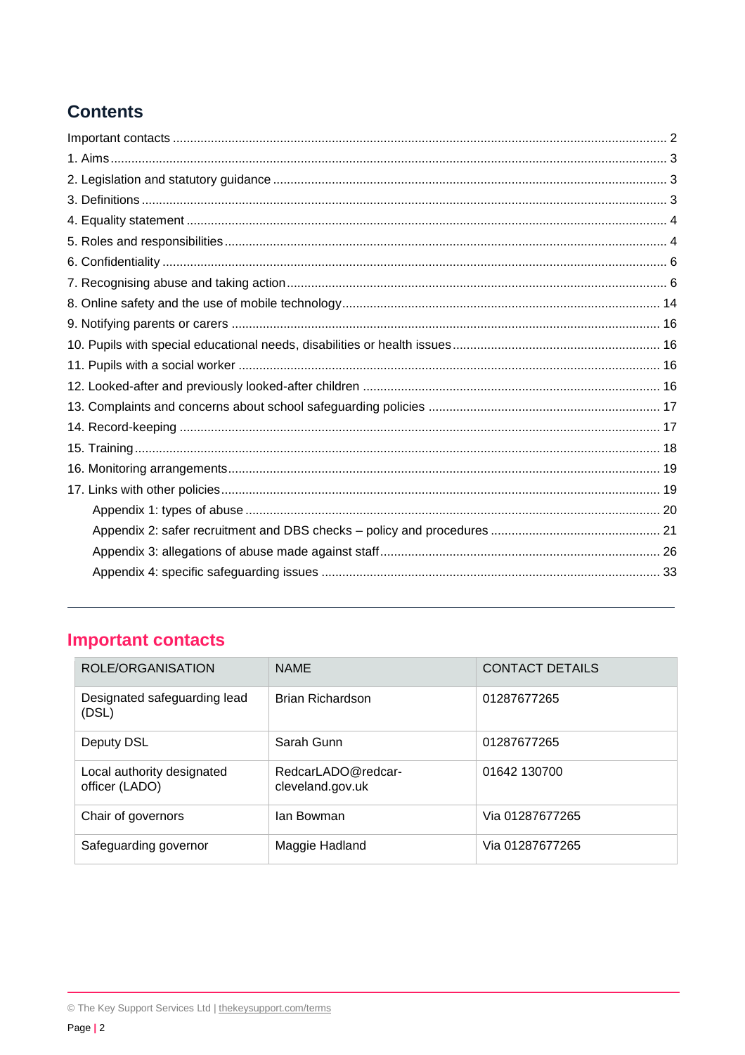## Contents

Important contacts ........ 2
1. Aims ........ 3
2. Legislation and statutory guidance ........ 3
3. Definitions ........ 3
4. Equality statement ........ 4
5. Roles and responsibilities ........ 4
6. Confidentiality ........ 6
7. Recognising abuse and taking action ........ 6
8. Online safety and the use of mobile technology ........ 14
9. Notifying parents or carers ........ 16
10. Pupils with special educational needs, disabilities or health issues ........ 16
11. Pupils with a social worker ........ 16
12. Looked-after and previously looked-after children ........ 16
13. Complaints and concerns about school safeguarding policies ........ 17
14. Record-keeping ........ 17
15. Training ........ 18
16. Monitoring arrangements ........ 19
17. Links with other policies ........ 19
- Appendix 1: types of abuse ........ 20
- Appendix 2: safer recruitment and DBS checks – policy and procedures ........ 21
- Appendix 3: allegations of abuse made against staff ........ 26
- Appendix 4: specific safeguarding issues ........ 33

---

## Important contacts

| ROLE/ORGANISATION | NAME | CONTACT DETAILS |
|---|---|---|
| Designated safeguarding lead (DSL) | Brian Richardson | 01287677265 |
| Deputy DSL | Sarah Gunn | 01287677265 |
| Local authority designated officer (LADO) | RedcarLADO@redcar-cleveland.gov.uk | 01642 130700 |
| Chair of governors | Ian Bowman | Via 01287677265 |
| Safeguarding governor | Maggie Hadland | Via 01287677265 |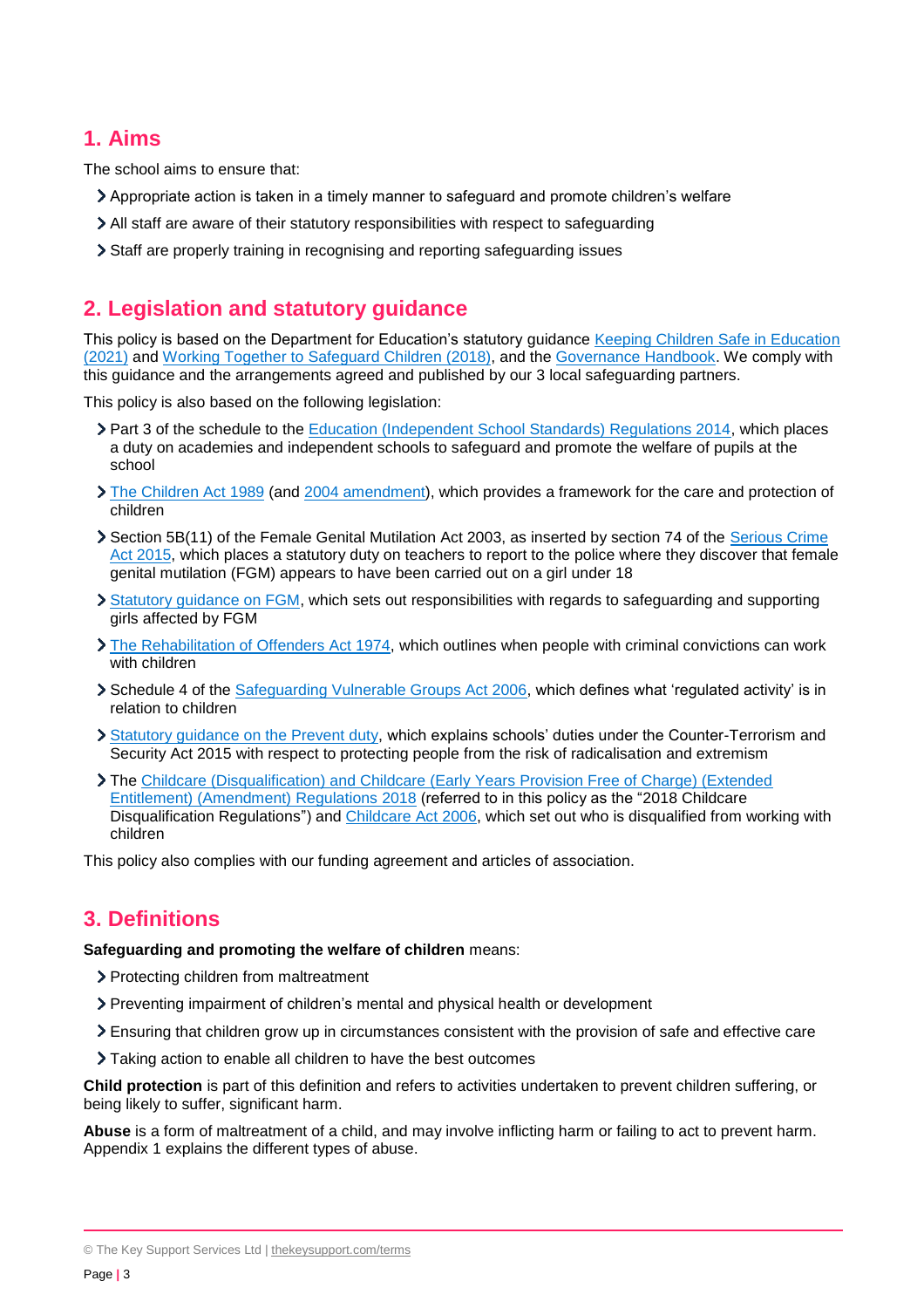## 1. Aims

The school aims to ensure that:

- Appropriate action is taken in a timely manner to safeguard and promote children's welfare
- All staff are aware of their statutory responsibilities with respect to safeguarding
- Staff are properly training in recognising and reporting safeguarding issues

## 2. Legislation and statutory guidance

This policy is based on the Department for Education's statutory guidance Keeping Children Safe in Education (2021) and Working Together to Safeguard Children (2018), and the Governance Handbook. We comply with this guidance and the arrangements agreed and published by our 3 local safeguarding partners.

This policy is also based on the following legislation:

- Part 3 of the schedule to the Education (Independent School Standards) Regulations 2014, which places a duty on academies and independent schools to safeguard and promote the welfare of pupils at the school
- The Children Act 1989 (and 2004 amendment), which provides a framework for the care and protection of children
- Section 5B(11) of the Female Genital Mutilation Act 2003, as inserted by section 74 of the Serious Crime Act 2015, which places a statutory duty on teachers to report to the police where they discover that female genital mutilation (FGM) appears to have been carried out on a girl under 18
- Statutory guidance on FGM, which sets out responsibilities with regards to safeguarding and supporting girls affected by FGM
- The Rehabilitation of Offenders Act 1974, which outlines when people with criminal convictions can work with children
- Schedule 4 of the Safeguarding Vulnerable Groups Act 2006, which defines what 'regulated activity' is in relation to children
- Statutory guidance on the Prevent duty, which explains schools' duties under the Counter-Terrorism and Security Act 2015 with respect to protecting people from the risk of radicalisation and extremism
- The Childcare (Disqualification) and Childcare (Early Years Provision Free of Charge) (Extended Entitlement) (Amendment) Regulations 2018 (referred to in this policy as the "2018 Childcare Disqualification Regulations") and Childcare Act 2006, which set out who is disqualified from working with children

This policy also complies with our funding agreement and articles of association.

## 3. Definitions

**Safeguarding and promoting the welfare of children** means:

- Protecting children from maltreatment
- Preventing impairment of children's mental and physical health or development
- Ensuring that children grow up in circumstances consistent with the provision of safe and effective care
- Taking action to enable all children to have the best outcomes

**Child protection** is part of this definition and refers to activities undertaken to prevent children suffering, or being likely to suffer, significant harm.

**Abuse** is a form of maltreatment of a child, and may involve inflicting harm or failing to act to prevent harm. Appendix 1 explains the different types of abuse.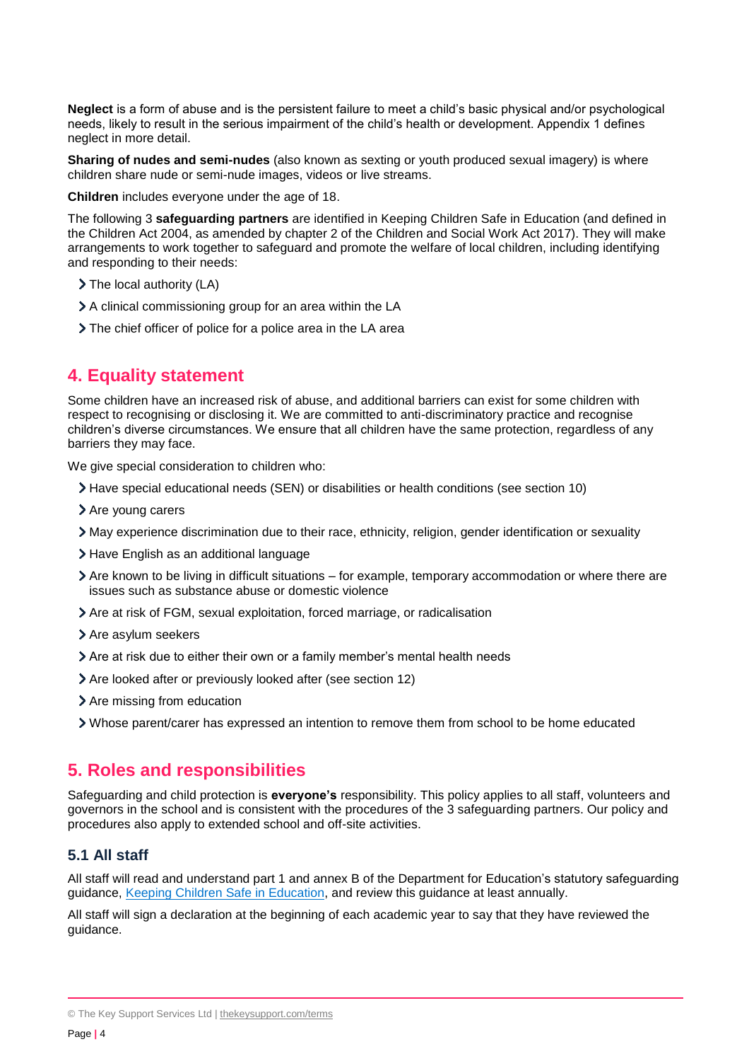**Neglect** is a form of abuse and is the persistent failure to meet a child's basic physical and/or psychological needs, likely to result in the serious impairment of the child's health or development. Appendix 1 defines neglect in more detail.

**Sharing of nudes and semi-nudes** (also known as sexting or youth produced sexual imagery) is where children share nude or semi-nude images, videos or live streams.

**Children** includes everyone under the age of 18.

The following 3 **safeguarding partners** are identified in Keeping Children Safe in Education (and defined in the Children Act 2004, as amended by chapter 2 of the Children and Social Work Act 2017). They will make arrangements to work together to safeguard and promote the welfare of local children, including identifying and responding to their needs:

- The local authority (LA)
- A clinical commissioning group for an area within the LA
- The chief officer of police for a police area in the LA area

## 4. Equality statement

Some children have an increased risk of abuse, and additional barriers can exist for some children with respect to recognising or disclosing it. We are committed to anti-discriminatory practice and recognise children's diverse circumstances. We ensure that all children have the same protection, regardless of any barriers they may face.

We give special consideration to children who:

- Have special educational needs (SEN) or disabilities or health conditions (see section 10)
- Are young carers
- May experience discrimination due to their race, ethnicity, religion, gender identification or sexuality
- Have English as an additional language
- Are known to be living in difficult situations – for example, temporary accommodation or where there are issues such as substance abuse or domestic violence
- Are at risk of FGM, sexual exploitation, forced marriage, or radicalisation
- Are asylum seekers
- Are at risk due to either their own or a family member's mental health needs
- Are looked after or previously looked after (see section 12)
- Are missing from education
- Whose parent/carer has expressed an intention to remove them from school to be home educated

## 5. Roles and responsibilities

Safeguarding and child protection is **everyone's** responsibility. This policy applies to all staff, volunteers and governors in the school and is consistent with the procedures of the 3 safeguarding partners. Our policy and procedures also apply to extended school and off-site activities.

### 5.1 All staff

All staff will read and understand part 1 and annex B of the Department for Education's statutory safeguarding guidance, [Keeping Children Safe in Education](https://www.gov.uk/government/publications/keeping-children-safe-in-education--2), and review this guidance at least annually.

All staff will sign a declaration at the beginning of each academic year to say that they have reviewed the guidance.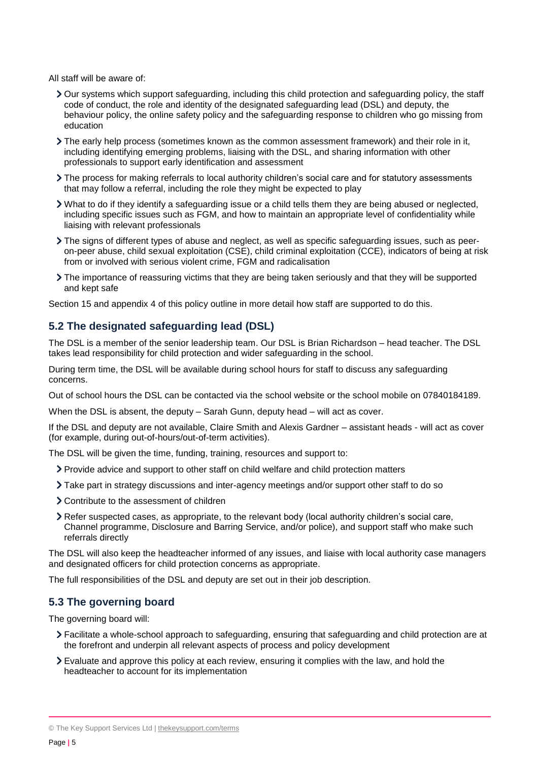All staff will be aware of:

- Our systems which support safeguarding, including this child protection and safeguarding policy, the staff code of conduct, the role and identity of the designated safeguarding lead (DSL) and deputy, the behaviour policy, the online safety policy and the safeguarding response to children who go missing from education
- The early help process (sometimes known as the common assessment framework) and their role in it, including identifying emerging problems, liaising with the DSL, and sharing information with other professionals to support early identification and assessment
- The process for making referrals to local authority children's social care and for statutory assessments that may follow a referral, including the role they might be expected to play
- What to do if they identify a safeguarding issue or a child tells them they are being abused or neglected, including specific issues such as FGM, and how to maintain an appropriate level of confidentiality while liaising with relevant professionals
- The signs of different types of abuse and neglect, as well as specific safeguarding issues, such as peer-on-peer abuse, child sexual exploitation (CSE), child criminal exploitation (CCE), indicators of being at risk from or involved with serious violent crime, FGM and radicalisation
- The importance of reassuring victims that they are being taken seriously and that they will be supported and kept safe

Section 15 and appendix 4 of this policy outline in more detail how staff are supported to do this.

## 5.2 The designated safeguarding lead (DSL)

The DSL is a member of the senior leadership team. Our DSL is Brian Richardson – head teacher. The DSL takes lead responsibility for child protection and wider safeguarding in the school.

During term time, the DSL will be available during school hours for staff to discuss any safeguarding concerns.

Out of school hours the DSL can be contacted via the school website or the school mobile on 07840184189.

When the DSL is absent, the deputy – Sarah Gunn, deputy head – will act as cover.

If the DSL and deputy are not available, Claire Smith and Alexis Gardner – assistant heads - will act as cover (for example, during out-of-hours/out-of-term activities).

The DSL will be given the time, funding, training, resources and support to:

- Provide advice and support to other staff on child welfare and child protection matters
- Take part in strategy discussions and inter-agency meetings and/or support other staff to do so
- Contribute to the assessment of children
- Refer suspected cases, as appropriate, to the relevant body (local authority children's social care, Channel programme, Disclosure and Barring Service, and/or police), and support staff who make such referrals directly

The DSL will also keep the headteacher informed of any issues, and liaise with local authority case managers and designated officers for child protection concerns as appropriate.

The full responsibilities of the DSL and deputy are set out in their job description.

## 5.3 The governing board

The governing board will:

- Facilitate a whole-school approach to safeguarding, ensuring that safeguarding and child protection are at the forefront and underpin all relevant aspects of process and policy development
- Evaluate and approve this policy at each review, ensuring it complies with the law, and hold the headteacher to account for its implementation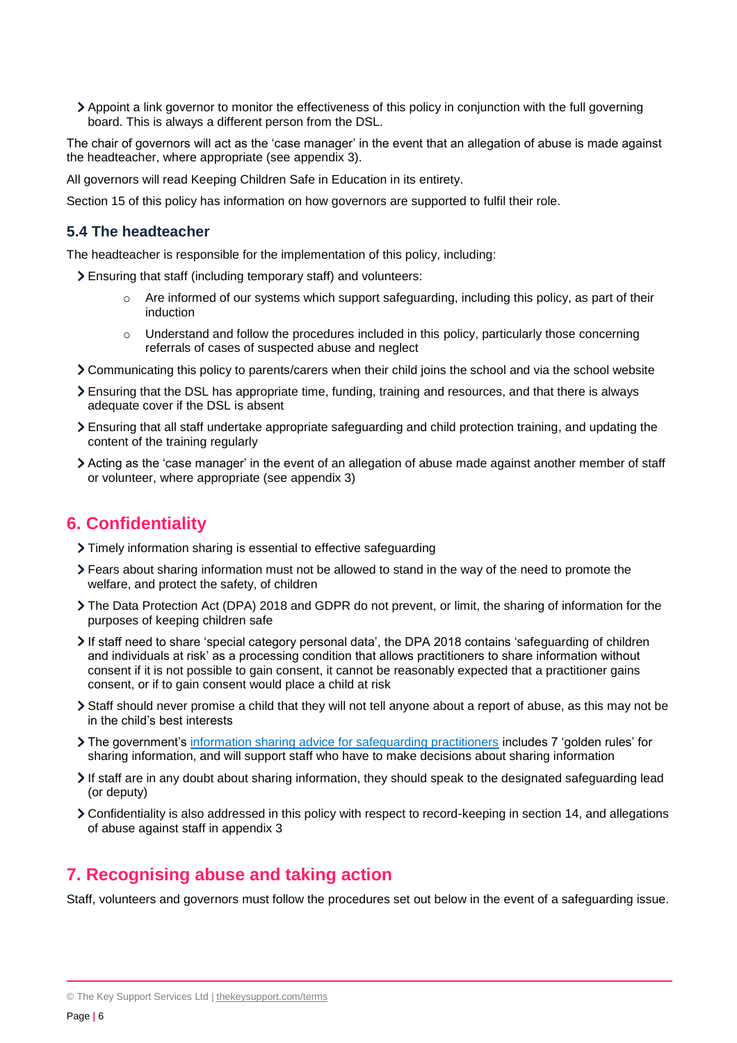- Appoint a link governor to monitor the effectiveness of this policy in conjunction with the full governing board. This is always a different person from the DSL.

The chair of governors will act as the 'case manager' in the event that an allegation of abuse is made against the headteacher, where appropriate (see appendix 3).

All governors will read Keeping Children Safe in Education in its entirety.

Section 15 of this policy has information on how governors are supported to fulfil their role.

### 5.4 The headteacher

The headteacher is responsible for the implementation of this policy, including:

- Ensuring that staff (including temporary staff) and volunteers:
    - Are informed of our systems which support safeguarding, including this policy, as part of their induction
    - Understand and follow the procedures included in this policy, particularly those concerning referrals of cases of suspected abuse and neglect
- Communicating this policy to parents/carers when their child joins the school and via the school website
- Ensuring that the DSL has appropriate time, funding, training and resources, and that there is always adequate cover if the DSL is absent
- Ensuring that all staff undertake appropriate safeguarding and child protection training, and updating the content of the training regularly
- Acting as the 'case manager' in the event of an allegation of abuse made against another member of staff or volunteer, where appropriate (see appendix 3)

## 6. Confidentiality

- Timely information sharing is essential to effective safeguarding
- Fears about sharing information must not be allowed to stand in the way of the need to promote the welfare, and protect the safety, of children
- The Data Protection Act (DPA) 2018 and GDPR do not prevent, or limit, the sharing of information for the purposes of keeping children safe
- If staff need to share 'special category personal data', the DPA 2018 contains 'safeguarding of children and individuals at risk' as a processing condition that allows practitioners to share information without consent if it is not possible to gain consent, it cannot be reasonably expected that a practitioner gains consent, or if to gain consent would place a child at risk
- Staff should never promise a child that they will not tell anyone about a report of abuse, as this may not be in the child's best interests
- The government's information sharing advice for safeguarding practitioners includes 7 'golden rules' for sharing information, and will support staff who have to make decisions about sharing information
- If staff are in any doubt about sharing information, they should speak to the designated safeguarding lead (or deputy)
- Confidentiality is also addressed in this policy with respect to record-keeping in section 14, and allegations of abuse against staff in appendix 3

## 7. Recognising abuse and taking action

Staff, volunteers and governors must follow the procedures set out below in the event of a safeguarding issue.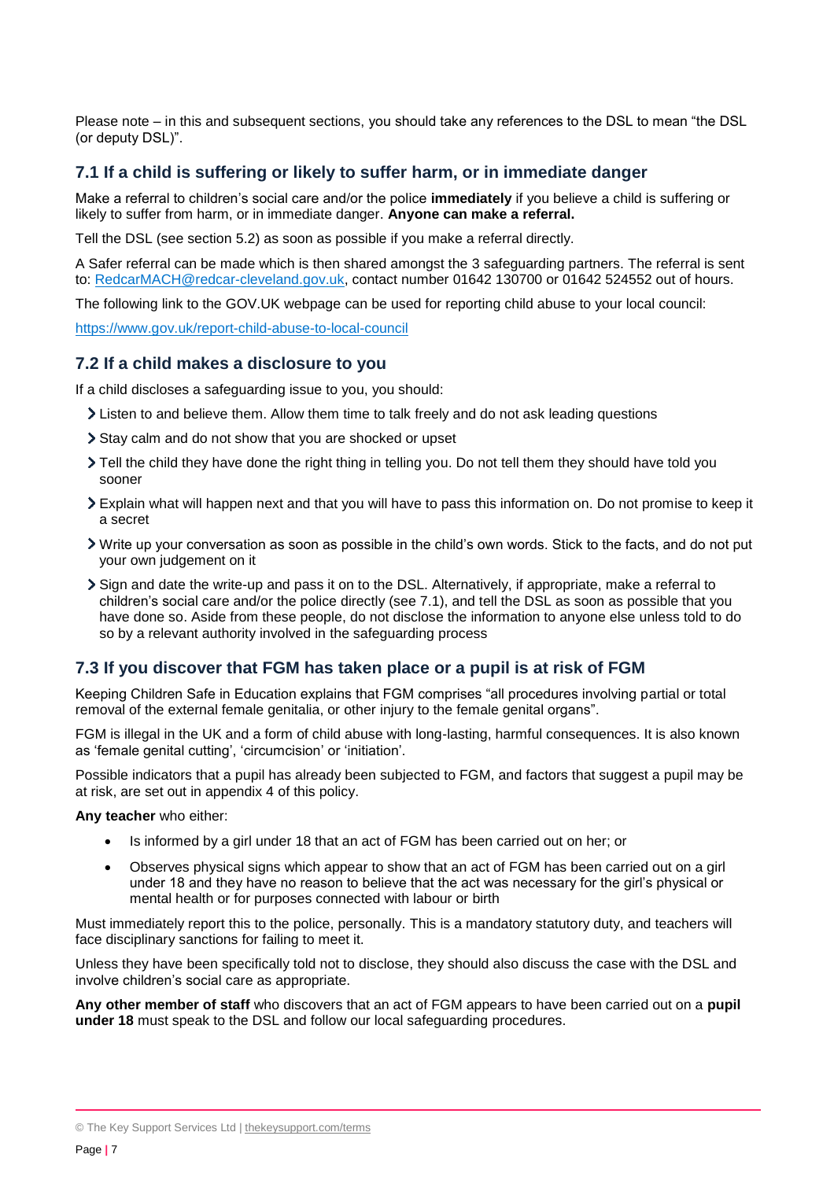Please note – in this and subsequent sections, you should take any references to the DSL to mean "the DSL (or deputy DSL)".

### 7.1 If a child is suffering or likely to suffer harm, or in immediate danger

Make a referral to children's social care and/or the police **immediately** if you believe a child is suffering or likely to suffer from harm, or in immediate danger. **Anyone can make a referral.**

Tell the DSL (see section 5.2) as soon as possible if you make a referral directly.

A Safer referral can be made which is then shared amongst the 3 safeguarding partners. The referral is sent to: [RedcarMACH@redcar-cleveland.gov.uk](mailto:RedcarMACH@redcar-cleveland.gov.uk), contact number 01642 130700 or 01642 524552 out of hours.

The following link to the GOV.UK webpage can be used for reporting child abuse to your local council:

[https://www.gov.uk/report-child-abuse-to-local-council](https://www.gov.uk/report-child-abuse-to-local-council)

### 7.2 If a child makes a disclosure to you

If a child discloses a safeguarding issue to you, you should:

- Listen to and believe them. Allow them time to talk freely and do not ask leading questions
- Stay calm and do not show that you are shocked or upset
- Tell the child they have done the right thing in telling you. Do not tell them they should have told you sooner
- Explain what will happen next and that you will have to pass this information on. Do not promise to keep it a secret
- Write up your conversation as soon as possible in the child's own words. Stick to the facts, and do not put your own judgement on it
- Sign and date the write-up and pass it on to the DSL. Alternatively, if appropriate, make a referral to children's social care and/or the police directly (see 7.1), and tell the DSL as soon as possible that you have done so. Aside from these people, do not disclose the information to anyone else unless told to do so by a relevant authority involved in the safeguarding process

### 7.3 If you discover that FGM has taken place or a pupil is at risk of FGM

Keeping Children Safe in Education explains that FGM comprises "all procedures involving partial or total removal of the external female genitalia, or other injury to the female genital organs".

FGM is illegal in the UK and a form of child abuse with long-lasting, harmful consequences. It is also known as 'female genital cutting', 'circumcision' or 'initiation'.

Possible indicators that a pupil has already been subjected to FGM, and factors that suggest a pupil may be at risk, are set out in appendix 4 of this policy.

**Any teacher** who either:

- Is informed by a girl under 18 that an act of FGM has been carried out on her; or
- Observes physical signs which appear to show that an act of FGM has been carried out on a girl under 18 and they have no reason to believe that the act was necessary for the girl's physical or mental health or for purposes connected with labour or birth

Must immediately report this to the police, personally. This is a mandatory statutory duty, and teachers will face disciplinary sanctions for failing to meet it.

Unless they have been specifically told not to disclose, they should also discuss the case with the DSL and involve children's social care as appropriate.

**Any other member of staff** who discovers that an act of FGM appears to have been carried out on a **pupil under 18** must speak to the DSL and follow our local safeguarding procedures.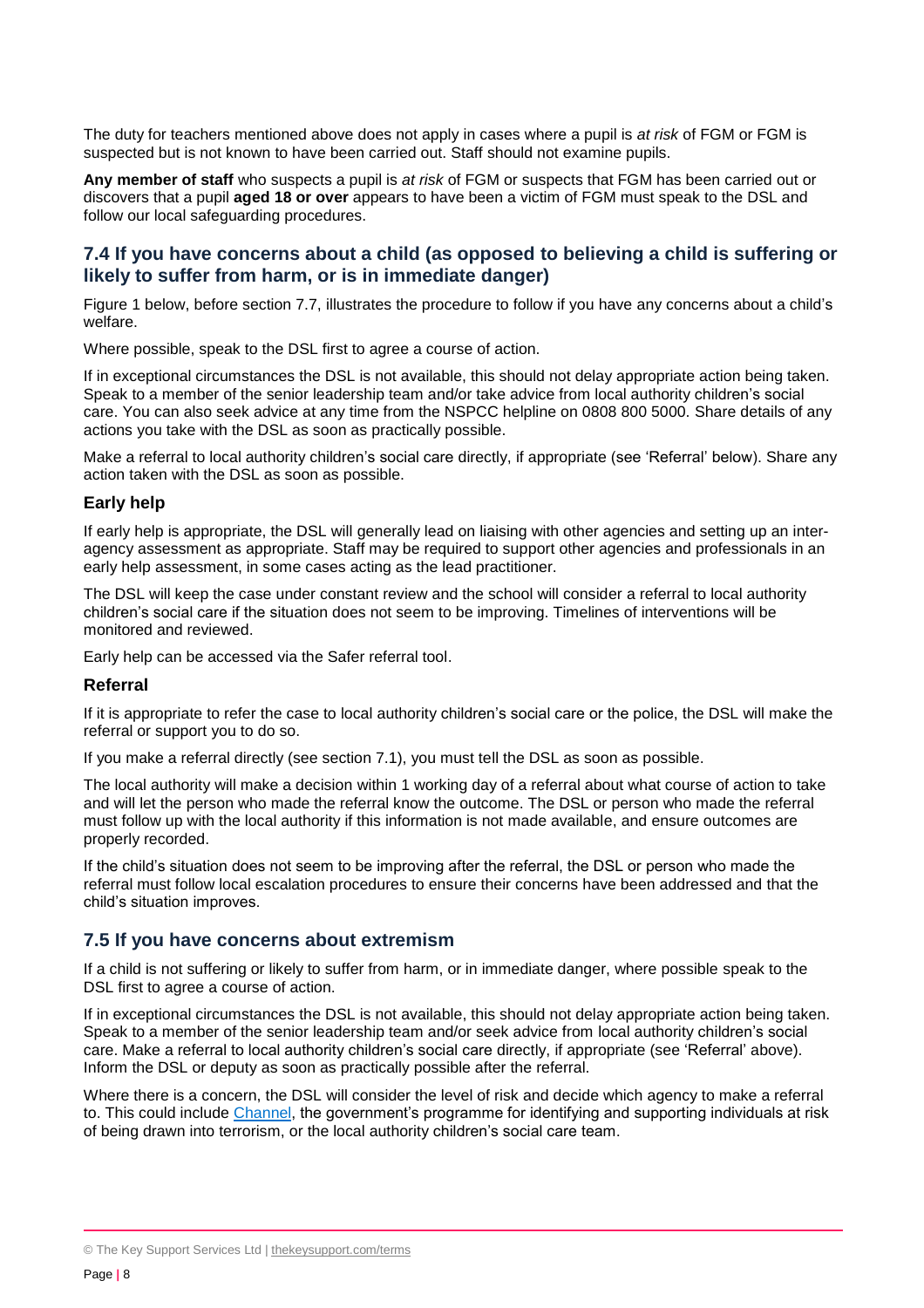The duty for teachers mentioned above does not apply in cases where a pupil is *at risk* of FGM or FGM is suspected but is not known to have been carried out. Staff should not examine pupils.

**Any member of staff** who suspects a pupil is *at risk* of FGM or suspects that FGM has been carried out or discovers that a pupil **aged 18 or over** appears to have been a victim of FGM must speak to the DSL and follow our local safeguarding procedures.

## 7.4 If you have concerns about a child (as opposed to believing a child is suffering or likely to suffer from harm, or is in immediate danger)

Figure 1 below, before section 7.7, illustrates the procedure to follow if you have any concerns about a child's welfare.

Where possible, speak to the DSL first to agree a course of action.

If in exceptional circumstances the DSL is not available, this should not delay appropriate action being taken. Speak to a member of the senior leadership team and/or take advice from local authority children's social care. You can also seek advice at any time from the NSPCC helpline on 0808 800 5000. Share details of any actions you take with the DSL as soon as practically possible.

Make a referral to local authority children's social care directly, if appropriate (see 'Referral' below). Share any action taken with the DSL as soon as possible.

### Early help

If early help is appropriate, the DSL will generally lead on liaising with other agencies and setting up an inter-agency assessment as appropriate. Staff may be required to support other agencies and professionals in an early help assessment, in some cases acting as the lead practitioner.

The DSL will keep the case under constant review and the school will consider a referral to local authority children's social care if the situation does not seem to be improving. Timelines of interventions will be monitored and reviewed.

Early help can be accessed via the Safer referral tool.

### Referral

If it is appropriate to refer the case to local authority children's social care or the police, the DSL will make the referral or support you to do so.

If you make a referral directly (see section 7.1), you must tell the DSL as soon as possible.

The local authority will make a decision within 1 working day of a referral about what course of action to take and will let the person who made the referral know the outcome. The DSL or person who made the referral must follow up with the local authority if this information is not made available, and ensure outcomes are properly recorded.

If the child's situation does not seem to be improving after the referral, the DSL or person who made the referral must follow local escalation procedures to ensure their concerns have been addressed and that the child's situation improves.

## 7.5 If you have concerns about extremism

If a child is not suffering or likely to suffer from harm, or in immediate danger, where possible speak to the DSL first to agree a course of action.

If in exceptional circumstances the DSL is not available, this should not delay appropriate action being taken. Speak to a member of the senior leadership team and/or seek advice from local authority children's social care. Make a referral to local authority children's social care directly, if appropriate (see 'Referral' above). Inform the DSL or deputy as soon as practically possible after the referral.

Where there is a concern, the DSL will consider the level of risk and decide which agency to make a referral to. This could include Channel, the government's programme for identifying and supporting individuals at risk of being drawn into terrorism, or the local authority children's social care team.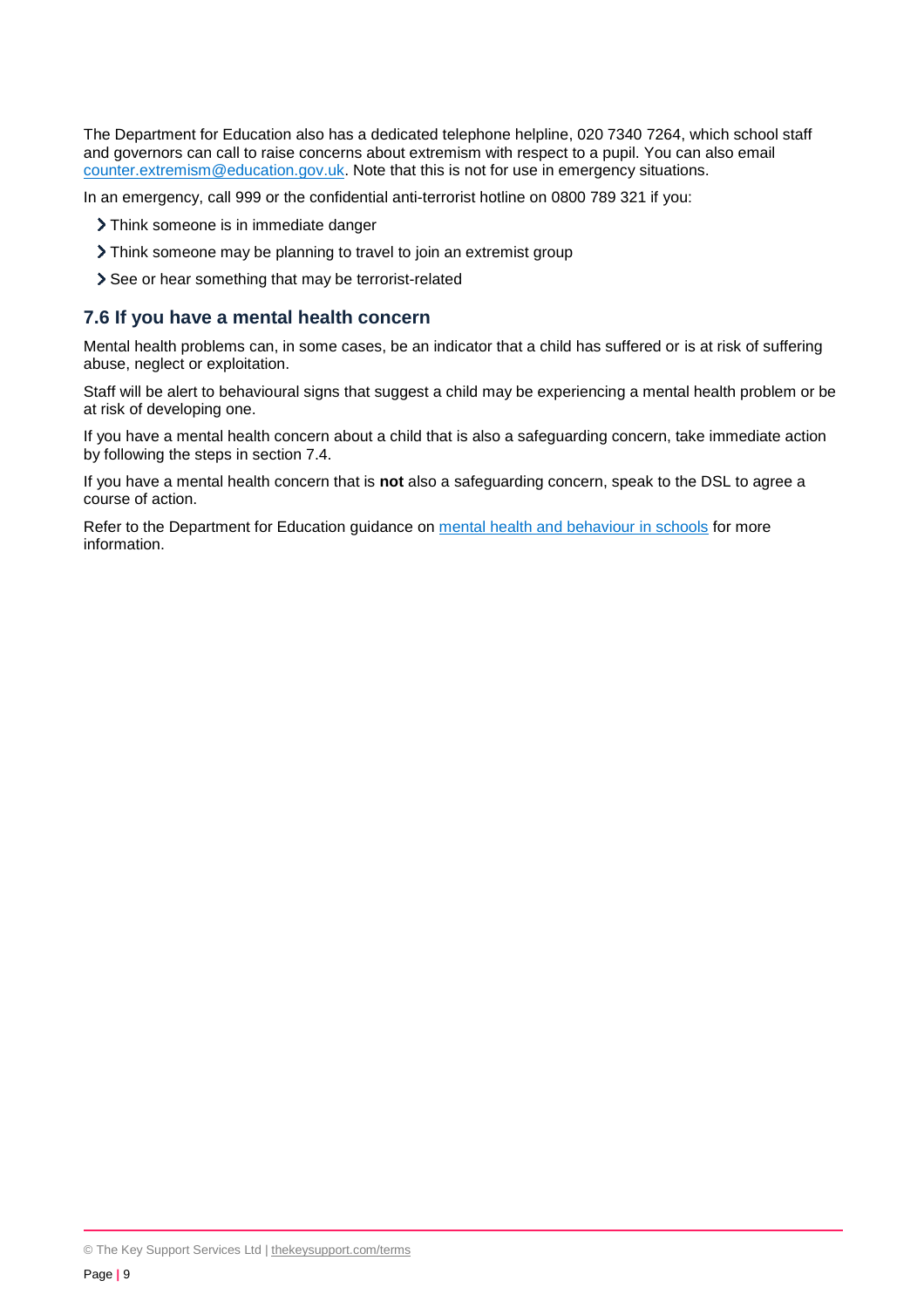The Department for Education also has a dedicated telephone helpline, 020 7340 7264, which school staff and governors can call to raise concerns about extremism with respect to a pupil. You can also email [counter.extremism@education.gov.uk](mailto:counter.extremism@education.gov.uk). Note that this is not for use in emergency situations.

In an emergency, call 999 or the confidential anti-terrorist hotline on 0800 789 321 if you:

- Think someone is in immediate danger
- Think someone may be planning to travel to join an extremist group
- See or hear something that may be terrorist-related

### 7.6 If you have a mental health concern

Mental health problems can, in some cases, be an indicator that a child has suffered or is at risk of suffering abuse, neglect or exploitation.

Staff will be alert to behavioural signs that suggest a child may be experiencing a mental health problem or be at risk of developing one.

If you have a mental health concern about a child that is also a safeguarding concern, take immediate action by following the steps in section 7.4.

If you have a mental health concern that is **not** also a safeguarding concern, speak to the DSL to agree a course of action.

Refer to the Department for Education guidance on [mental health and behaviour in schools]() for more information.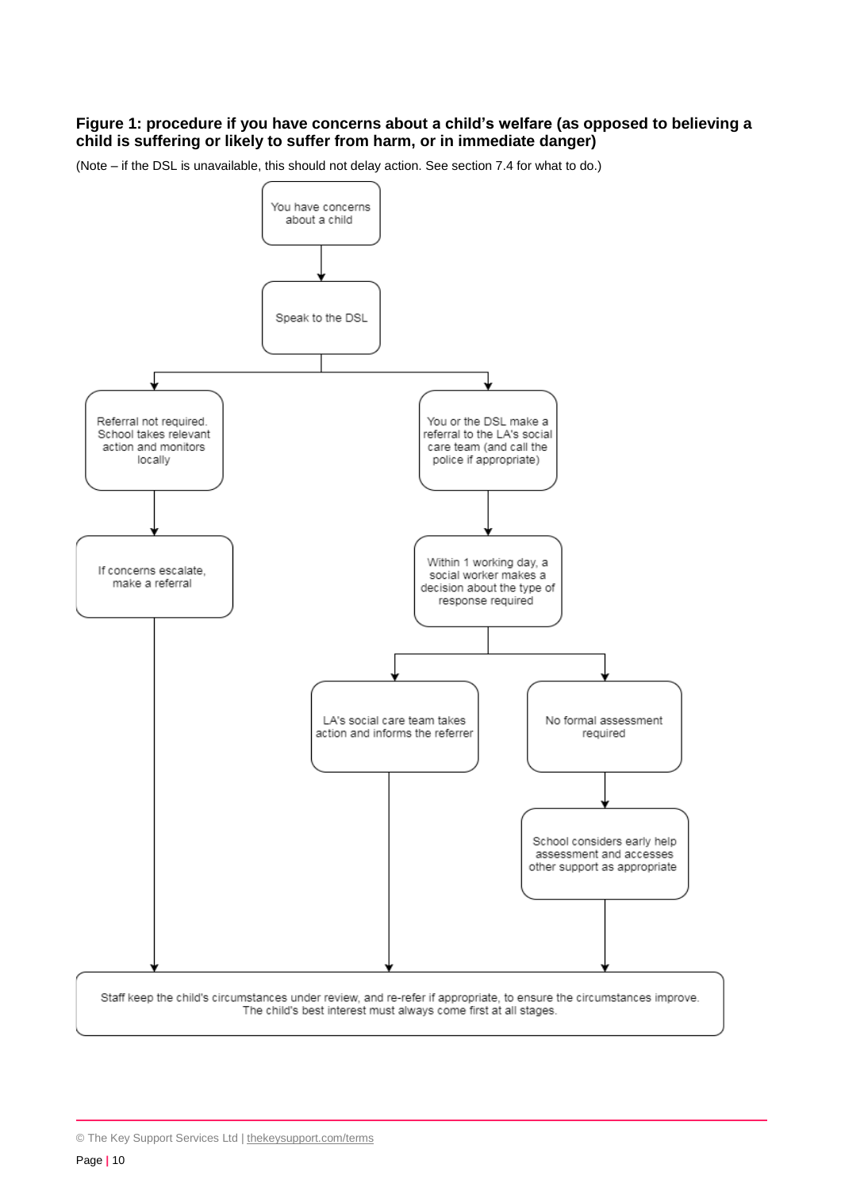**Figure 1: procedure if you have concerns about a child's welfare (as opposed to believing a child is suffering or likely to suffer from harm, or in immediate danger)**

(Note – if the DSL is unavailable, this should not delay action. See section 7.4 for what to do.)

You have concerns about a child

Speak to the DSL

Referral not required. School takes relevant action and monitors locally

If concerns escalate, make a referral

You or the DSL make a referral to the LA's social care team (and call the police if appropriate)

Within 1 working day, a social worker makes a decision about the type of response required

LA's social care team takes action and informs the referrer

No formal assessment required

School considers early help assessment and accesses other support as appropriate

Staff keep the child's circumstances under review, and re-refer if appropriate, to ensure the circumstances improve. The child's best interest must always come first at all stages.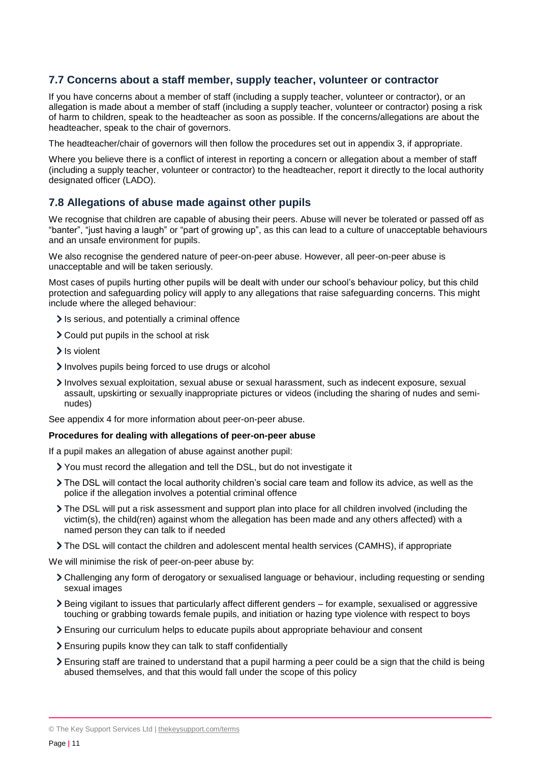## 7.7 Concerns about a staff member, supply teacher, volunteer or contractor

If you have concerns about a member of staff (including a supply teacher, volunteer or contractor), or an allegation is made about a member of staff (including a supply teacher, volunteer or contractor) posing a risk of harm to children, speak to the headteacher as soon as possible. If the concerns/allegations are about the headteacher, speak to the chair of governors.

The headteacher/chair of governors will then follow the procedures set out in appendix 3, if appropriate.

Where you believe there is a conflict of interest in reporting a concern or allegation about a member of staff (including a supply teacher, volunteer or contractor) to the headteacher, report it directly to the local authority designated officer (LADO).

## 7.8 Allegations of abuse made against other pupils

We recognise that children are capable of abusing their peers. Abuse will never be tolerated or passed off as "banter", "just having a laugh" or "part of growing up", as this can lead to a culture of unacceptable behaviours and an unsafe environment for pupils.

We also recognise the gendered nature of peer-on-peer abuse. However, all peer-on-peer abuse is unacceptable and will be taken seriously.

Most cases of pupils hurting other pupils will be dealt with under our school's behaviour policy, but this child protection and safeguarding policy will apply to any allegations that raise safeguarding concerns. This might include where the alleged behaviour:

- Is serious, and potentially a criminal offence
- Could put pupils in the school at risk
- Is violent
- Involves pupils being forced to use drugs or alcohol
- Involves sexual exploitation, sexual abuse or sexual harassment, such as indecent exposure, sexual assault, upskirting or sexually inappropriate pictures or videos (including the sharing of nudes and semi-nudes)

See appendix 4 for more information about peer-on-peer abuse.

**Procedures for dealing with allegations of peer-on-peer abuse**

If a pupil makes an allegation of abuse against another pupil:

- You must record the allegation and tell the DSL, but do not investigate it
- The DSL will contact the local authority children's social care team and follow its advice, as well as the police if the allegation involves a potential criminal offence
- The DSL will put a risk assessment and support plan into place for all children involved (including the victim(s), the child(ren) against whom the allegation has been made and any others affected) with a named person they can talk to if needed
- The DSL will contact the children and adolescent mental health services (CAMHS), if appropriate

We will minimise the risk of peer-on-peer abuse by:

- Challenging any form of derogatory or sexualised language or behaviour, including requesting or sending sexual images
- Being vigilant to issues that particularly affect different genders – for example, sexualised or aggressive touching or grabbing towards female pupils, and initiation or hazing type violence with respect to boys
- Ensuring our curriculum helps to educate pupils about appropriate behaviour and consent
- Ensuring pupils know they can talk to staff confidentially
- Ensuring staff are trained to understand that a pupil harming a peer could be a sign that the child is being abused themselves, and that this would fall under the scope of this policy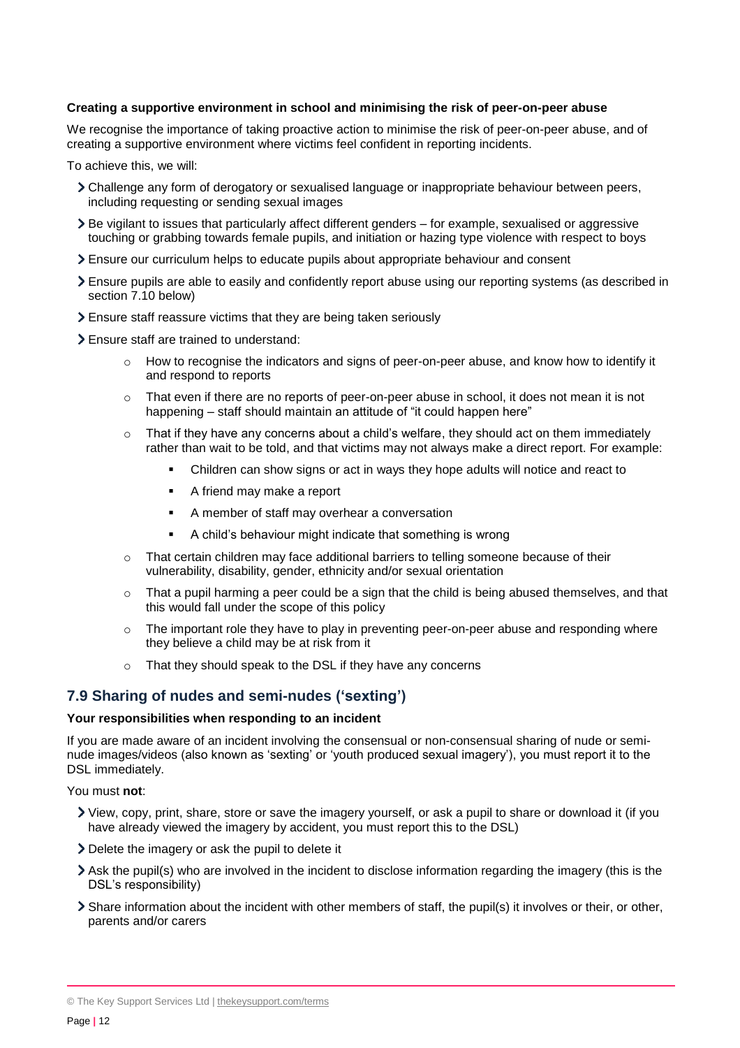**Creating a supportive environment in school and minimising the risk of peer-on-peer abuse**

We recognise the importance of taking proactive action to minimise the risk of peer-on-peer abuse, and of creating a supportive environment where victims feel confident in reporting incidents.

To achieve this, we will:

- Challenge any form of derogatory or sexualised language or inappropriate behaviour between peers, including requesting or sending sexual images
- Be vigilant to issues that particularly affect different genders – for example, sexualised or aggressive touching or grabbing towards female pupils, and initiation or hazing type violence with respect to boys
- Ensure our curriculum helps to educate pupils about appropriate behaviour and consent
- Ensure pupils are able to easily and confidently report abuse using our reporting systems (as described in section 7.10 below)
- Ensure staff reassure victims that they are being taken seriously
- Ensure staff are trained to understand:
    - How to recognise the indicators and signs of peer-on-peer abuse, and know how to identify it and respond to reports
    - That even if there are no reports of peer-on-peer abuse in school, it does not mean it is not happening – staff should maintain an attitude of "it could happen here"
    - That if they have any concerns about a child's welfare, they should act on them immediately rather than wait to be told, and that victims may not always make a direct report. For example:
        - Children can show signs or act in ways they hope adults will notice and react to
        - A friend may make a report
        - A member of staff may overhear a conversation
        - A child's behaviour might indicate that something is wrong
    - That certain children may face additional barriers to telling someone because of their vulnerability, disability, gender, ethnicity and/or sexual orientation
    - That a pupil harming a peer could be a sign that the child is being abused themselves, and that this would fall under the scope of this policy
    - The important role they have to play in preventing peer-on-peer abuse and responding where they believe a child may be at risk from it
    - That they should speak to the DSL if they have any concerns

## 7.9 Sharing of nudes and semi-nudes ('sexting')

**Your responsibilities when responding to an incident**

If you are made aware of an incident involving the consensual or non-consensual sharing of nude or semi-nude images/videos (also known as 'sexting' or 'youth produced sexual imagery'), you must report it to the DSL immediately.

You must **not**:

- View, copy, print, share, store or save the imagery yourself, or ask a pupil to share or download it (if you have already viewed the imagery by accident, you must report this to the DSL)
- Delete the imagery or ask the pupil to delete it
- Ask the pupil(s) who are involved in the incident to disclose information regarding the imagery (this is the DSL's responsibility)
- Share information about the incident with other members of staff, the pupil(s) it involves or their, or other, parents and/or carers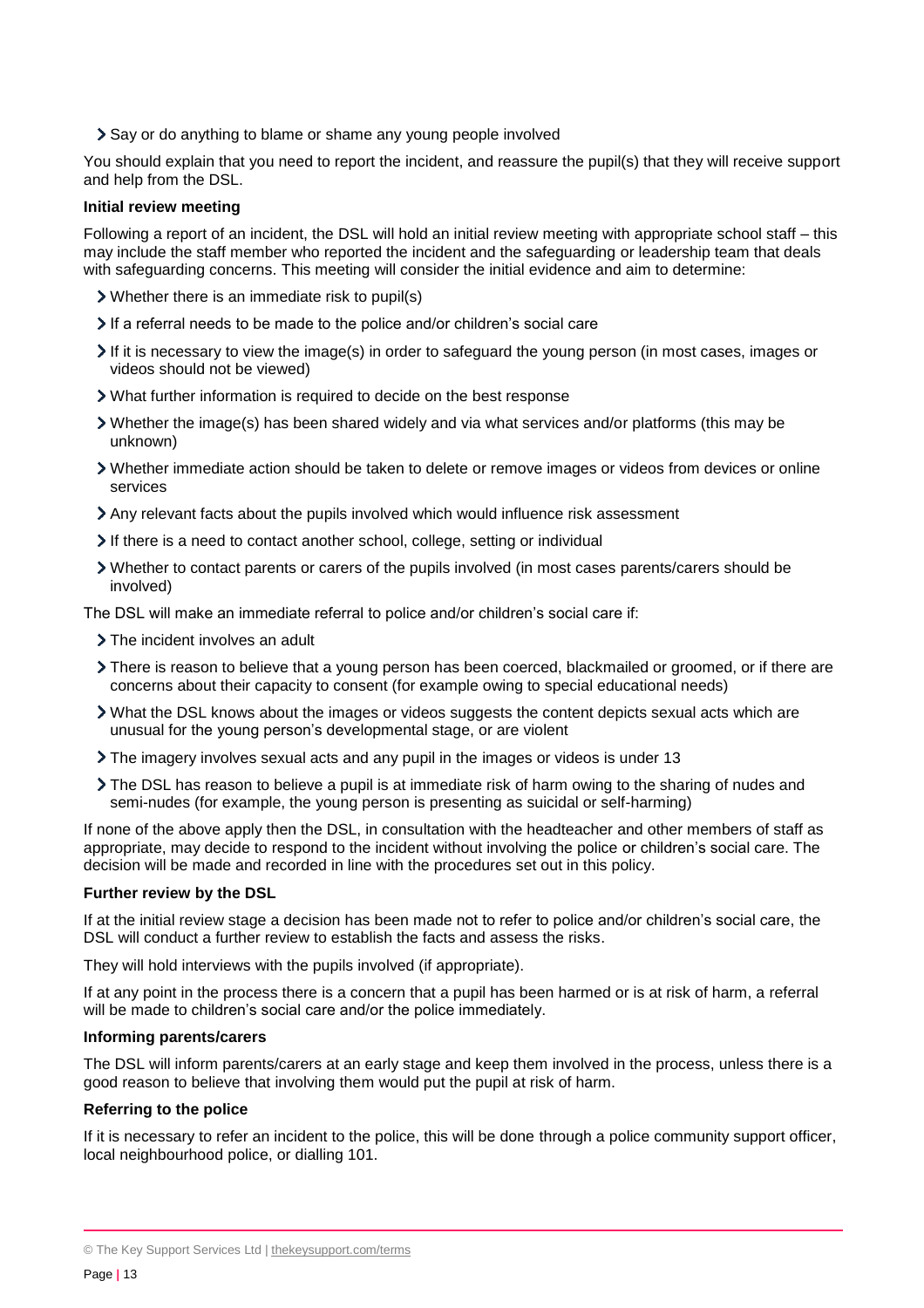- Say or do anything to blame or shame any young people involved

You should explain that you need to report the incident, and reassure the pupil(s) that they will receive support and help from the DSL.

**Initial review meeting**

Following a report of an incident, the DSL will hold an initial review meeting with appropriate school staff – this may include the staff member who reported the incident and the safeguarding or leadership team that deals with safeguarding concerns. This meeting will consider the initial evidence and aim to determine:

- Whether there is an immediate risk to pupil(s)
- If a referral needs to be made to the police and/or children's social care
- If it is necessary to view the image(s) in order to safeguard the young person (in most cases, images or videos should not be viewed)
- What further information is required to decide on the best response
- Whether the image(s) has been shared widely and via what services and/or platforms (this may be unknown)
- Whether immediate action should be taken to delete or remove images or videos from devices or online services
- Any relevant facts about the pupils involved which would influence risk assessment
- If there is a need to contact another school, college, setting or individual
- Whether to contact parents or carers of the pupils involved (in most cases parents/carers should be involved)

The DSL will make an immediate referral to police and/or children's social care if:

- The incident involves an adult
- There is reason to believe that a young person has been coerced, blackmailed or groomed, or if there are concerns about their capacity to consent (for example owing to special educational needs)
- What the DSL knows about the images or videos suggests the content depicts sexual acts which are unusual for the young person's developmental stage, or are violent
- The imagery involves sexual acts and any pupil in the images or videos is under 13
- The DSL has reason to believe a pupil is at immediate risk of harm owing to the sharing of nudes and semi-nudes (for example, the young person is presenting as suicidal or self-harming)

If none of the above apply then the DSL, in consultation with the headteacher and other members of staff as appropriate, may decide to respond to the incident without involving the police or children's social care. The decision will be made and recorded in line with the procedures set out in this policy.

**Further review by the DSL**

If at the initial review stage a decision has been made not to refer to police and/or children's social care, the DSL will conduct a further review to establish the facts and assess the risks.

They will hold interviews with the pupils involved (if appropriate).

If at any point in the process there is a concern that a pupil has been harmed or is at risk of harm, a referral will be made to children's social care and/or the police immediately.

**Informing parents/carers**

The DSL will inform parents/carers at an early stage and keep them involved in the process, unless there is a good reason to believe that involving them would put the pupil at risk of harm.

**Referring to the police**

If it is necessary to refer an incident to the police, this will be done through a police community support officer, local neighbourhood police, or dialling 101.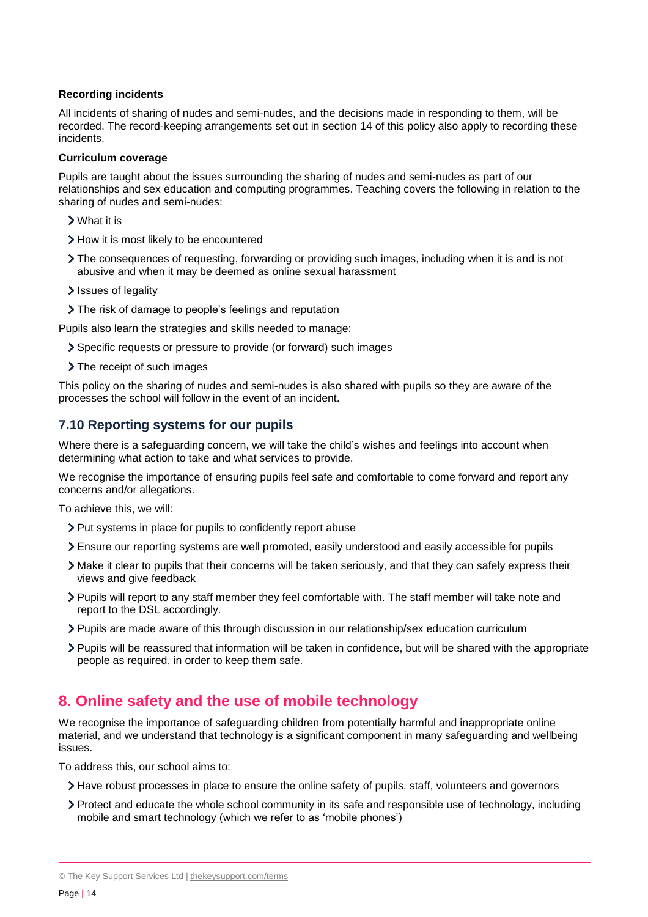**Recording incidents**

All incidents of sharing of nudes and semi-nudes, and the decisions made in responding to them, will be recorded. The record-keeping arrangements set out in section 14 of this policy also apply to recording these incidents.

**Curriculum coverage**

Pupils are taught about the issues surrounding the sharing of nudes and semi-nudes as part of our relationships and sex education and computing programmes. Teaching covers the following in relation to the sharing of nudes and semi-nudes:

- What it is
- How it is most likely to be encountered
- The consequences of requesting, forwarding or providing such images, including when it is and is not abusive and when it may be deemed as online sexual harassment
- Issues of legality
- The risk of damage to people's feelings and reputation

Pupils also learn the strategies and skills needed to manage:

- Specific requests or pressure to provide (or forward) such images
- The receipt of such images

This policy on the sharing of nudes and semi-nudes is also shared with pupils so they are aware of the processes the school will follow in the event of an incident.

### 7.10 Reporting systems for our pupils

Where there is a safeguarding concern, we will take the child's wishes and feelings into account when determining what action to take and what services to provide.

We recognise the importance of ensuring pupils feel safe and comfortable to come forward and report any concerns and/or allegations.

To achieve this, we will:

- Put systems in place for pupils to confidently report abuse
- Ensure our reporting systems are well promoted, easily understood and easily accessible for pupils
- Make it clear to pupils that their concerns will be taken seriously, and that they can safely express their views and give feedback
- Pupils will report to any staff member they feel comfortable with. The staff member will take note and report to the DSL accordingly.
- Pupils are made aware of this through discussion in our relationship/sex education curriculum
- Pupils will be reassured that information will be taken in confidence, but will be shared with the appropriate people as required, in order to keep them safe.

## 8. Online safety and the use of mobile technology

We recognise the importance of safeguarding children from potentially harmful and inappropriate online material, and we understand that technology is a significant component in many safeguarding and wellbeing issues.

To address this, our school aims to:

- Have robust processes in place to ensure the online safety of pupils, staff, volunteers and governors
- Protect and educate the whole school community in its safe and responsible use of technology, including mobile and smart technology (which we refer to as 'mobile phones')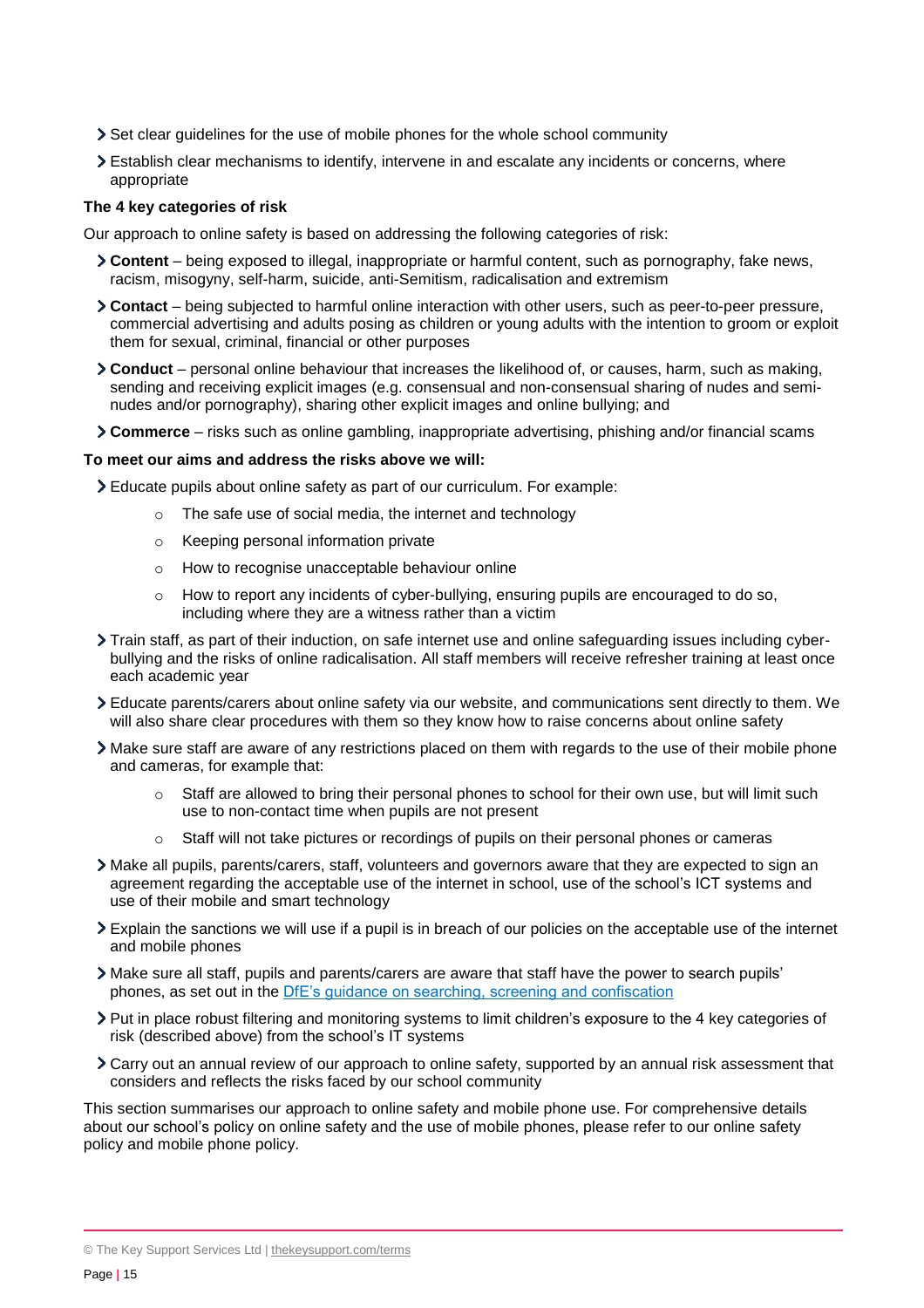- Set clear guidelines for the use of mobile phones for the whole school community
- Establish clear mechanisms to identify, intervene in and escalate any incidents or concerns, where appropriate

**The 4 key categories of risk**

Our approach to online safety is based on addressing the following categories of risk:

- **Content** – being exposed to illegal, inappropriate or harmful content, such as pornography, fake news, racism, misogyny, self-harm, suicide, anti-Semitism, radicalisation and extremism
- **Contact** – being subjected to harmful online interaction with other users, such as peer-to-peer pressure, commercial advertising and adults posing as children or young adults with the intention to groom or exploit them for sexual, criminal, financial or other purposes
- **Conduct** – personal online behaviour that increases the likelihood of, or causes, harm, such as making, sending and receiving explicit images (e.g. consensual and non-consensual sharing of nudes and semi-nudes and/or pornography), sharing other explicit images and online bullying; and
- **Commerce** – risks such as online gambling, inappropriate advertising, phishing and/or financial scams

**To meet our aims and address the risks above we will:**

- Educate pupils about online safety as part of our curriculum. For example:
  - The safe use of social media, the internet and technology
  - Keeping personal information private
  - How to recognise unacceptable behaviour online
  - How to report any incidents of cyber-bullying, ensuring pupils are encouraged to do so, including where they are a witness rather than a victim
- Train staff, as part of their induction, on safe internet use and online safeguarding issues including cyber-bullying and the risks of online radicalisation. All staff members will receive refresher training at least once each academic year
- Educate parents/carers about online safety via our website, and communications sent directly to them. We will also share clear procedures with them so they know how to raise concerns about online safety
- Make sure staff are aware of any restrictions placed on them with regards to the use of their mobile phone and cameras, for example that:
  - Staff are allowed to bring their personal phones to school for their own use, but will limit such use to non-contact time when pupils are not present
  - Staff will not take pictures or recordings of pupils on their personal phones or cameras
- Make all pupils, parents/carers, staff, volunteers and governors aware that they are expected to sign an agreement regarding the acceptable use of the internet in school, use of the school's ICT systems and use of their mobile and smart technology
- Explain the sanctions we will use if a pupil is in breach of our policies on the acceptable use of the internet and mobile phones
- Make sure all staff, pupils and parents/carers are aware that staff have the power to search pupils' phones, as set out in the [DfE's guidance on searching, screening and confiscation]
- Put in place robust filtering and monitoring systems to limit children's exposure to the 4 key categories of risk (described above) from the school's IT systems
- Carry out an annual review of our approach to online safety, supported by an annual risk assessment that considers and reflects the risks faced by our school community

This section summarises our approach to online safety and mobile phone use. For comprehensive details about our school's policy on online safety and the use of mobile phones, please refer to our online safety policy and mobile phone policy.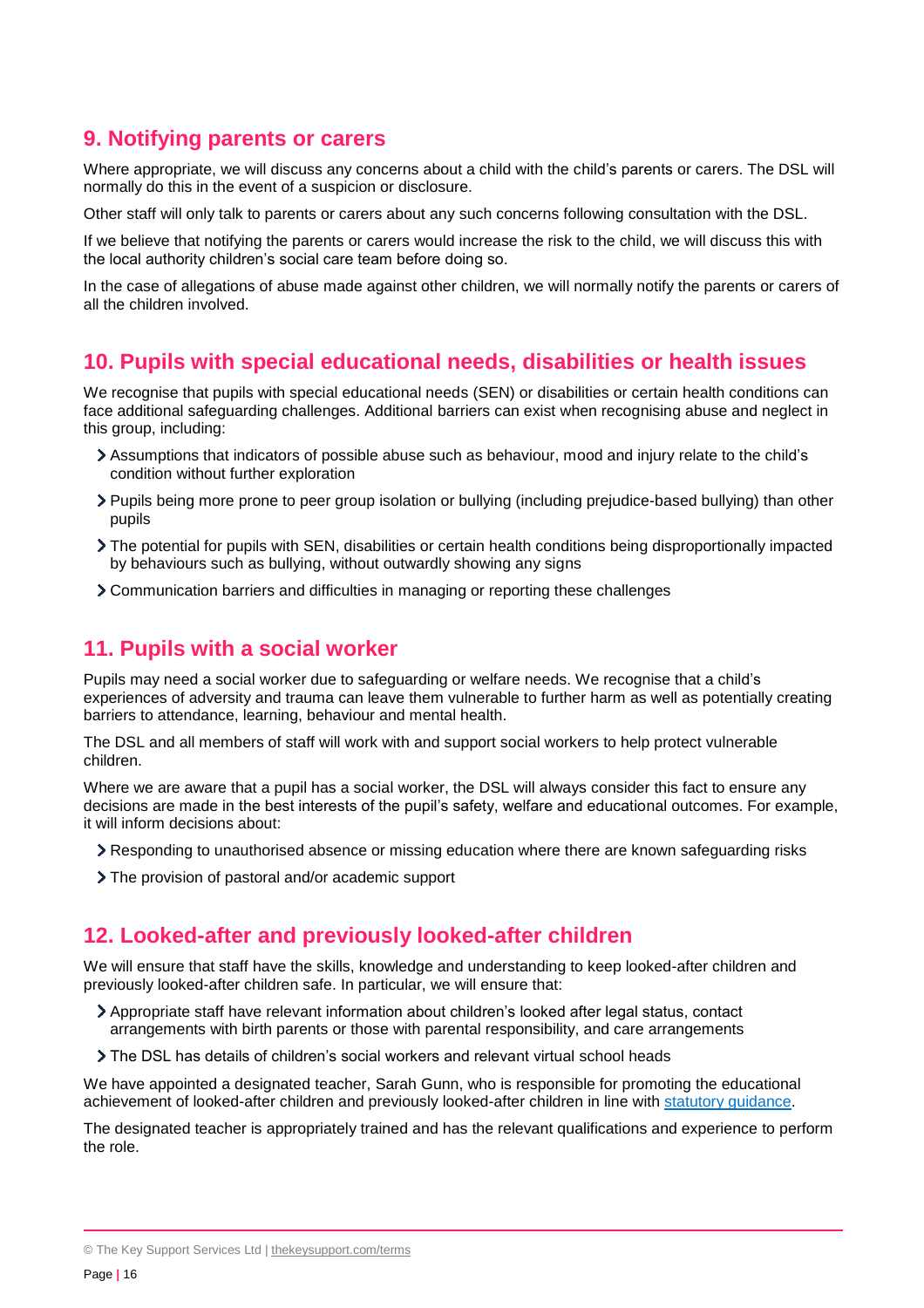## 9. Notifying parents or carers

Where appropriate, we will discuss any concerns about a child with the child's parents or carers. The DSL will normally do this in the event of a suspicion or disclosure.

Other staff will only talk to parents or carers about any such concerns following consultation with the DSL.

If we believe that notifying the parents or carers would increase the risk to the child, we will discuss this with the local authority children's social care team before doing so.

In the case of allegations of abuse made against other children, we will normally notify the parents or carers of all the children involved.

## 10. Pupils with special educational needs, disabilities or health issues

We recognise that pupils with special educational needs (SEN) or disabilities or certain health conditions can face additional safeguarding challenges. Additional barriers can exist when recognising abuse and neglect in this group, including:

- Assumptions that indicators of possible abuse such as behaviour, mood and injury relate to the child's condition without further exploration
- Pupils being more prone to peer group isolation or bullying (including prejudice-based bullying) than other pupils
- The potential for pupils with SEN, disabilities or certain health conditions being disproportionally impacted by behaviours such as bullying, without outwardly showing any signs
- Communication barriers and difficulties in managing or reporting these challenges

## 11. Pupils with a social worker

Pupils may need a social worker due to safeguarding or welfare needs. We recognise that a child's experiences of adversity and trauma can leave them vulnerable to further harm as well as potentially creating barriers to attendance, learning, behaviour and mental health.

The DSL and all members of staff will work with and support social workers to help protect vulnerable children.

Where we are aware that a pupil has a social worker, the DSL will always consider this fact to ensure any decisions are made in the best interests of the pupil's safety, welfare and educational outcomes. For example, it will inform decisions about:

- Responding to unauthorised absence or missing education where there are known safeguarding risks
- The provision of pastoral and/or academic support

## 12. Looked-after and previously looked-after children

We will ensure that staff have the skills, knowledge and understanding to keep looked-after children and previously looked-after children safe. In particular, we will ensure that:

- Appropriate staff have relevant information about children's looked after legal status, contact arrangements with birth parents or those with parental responsibility, and care arrangements
- The DSL has details of children's social workers and relevant virtual school heads

We have appointed a designated teacher, Sarah Gunn, who is responsible for promoting the educational achievement of looked-after children and previously looked-after children in line with statutory guidance.

The designated teacher is appropriately trained and has the relevant qualifications and experience to perform the role.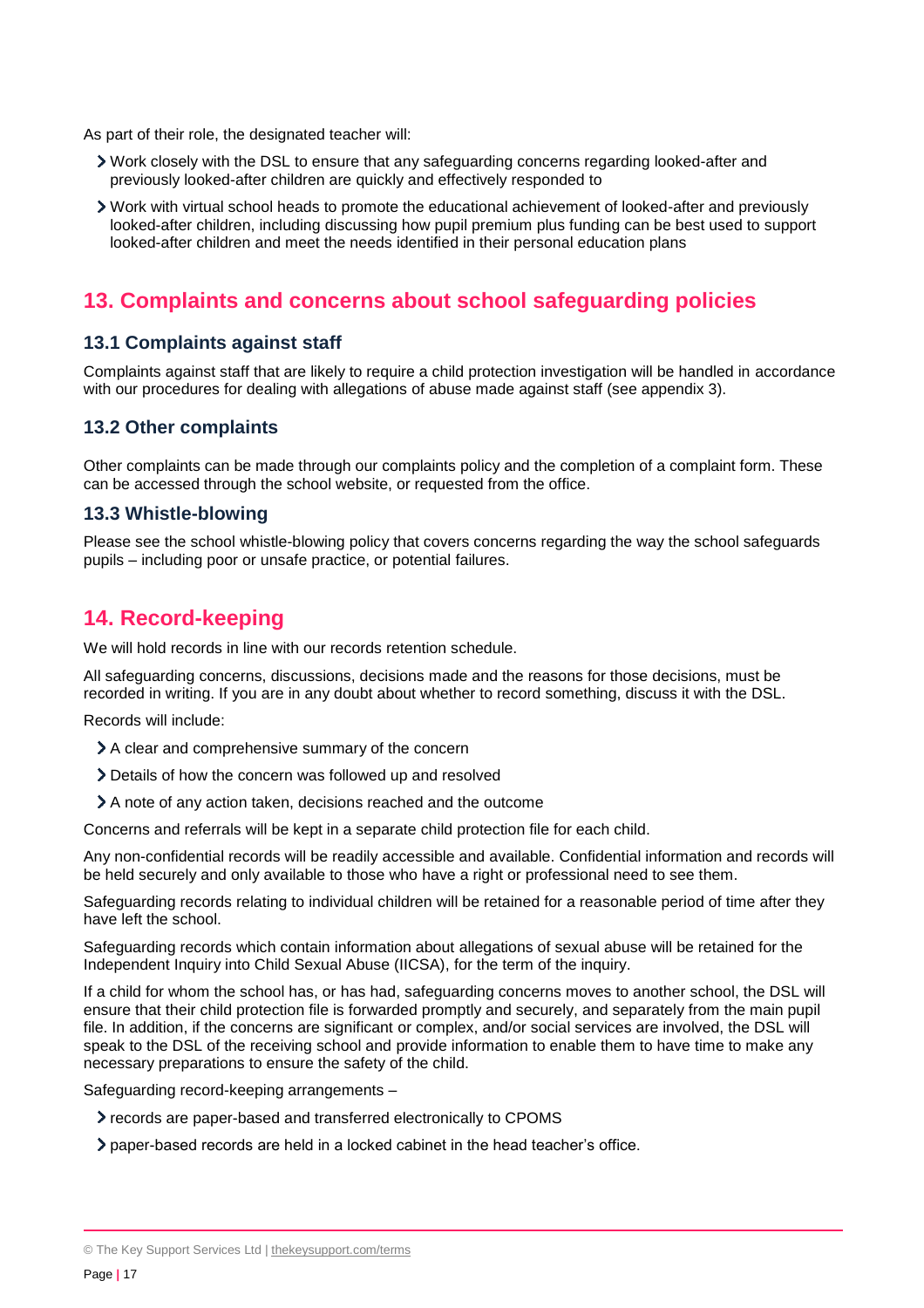As part of their role, the designated teacher will:

- Work closely with the DSL to ensure that any safeguarding concerns regarding looked-after and previously looked-after children are quickly and effectively responded to
- Work with virtual school heads to promote the educational achievement of looked-after and previously looked-after children, including discussing how pupil premium plus funding can be best used to support looked-after children and meet the needs identified in their personal education plans

## 13. Complaints and concerns about school safeguarding policies

### 13.1 Complaints against staff

Complaints against staff that are likely to require a child protection investigation will be handled in accordance with our procedures for dealing with allegations of abuse made against staff (see appendix 3).

### 13.2 Other complaints

Other complaints can be made through our complaints policy and the completion of a complaint form. These can be accessed through the school website, or requested from the office.

### 13.3 Whistle-blowing

Please see the school whistle-blowing policy that covers concerns regarding the way the school safeguards pupils – including poor or unsafe practice, or potential failures.

## 14. Record-keeping

We will hold records in line with our records retention schedule.

All safeguarding concerns, discussions, decisions made and the reasons for those decisions, must be recorded in writing. If you are in any doubt about whether to record something, discuss it with the DSL.

Records will include:

- A clear and comprehensive summary of the concern
- Details of how the concern was followed up and resolved
- A note of any action taken, decisions reached and the outcome

Concerns and referrals will be kept in a separate child protection file for each child.

Any non-confidential records will be readily accessible and available. Confidential information and records will be held securely and only available to those who have a right or professional need to see them.

Safeguarding records relating to individual children will be retained for a reasonable period of time after they have left the school.

Safeguarding records which contain information about allegations of sexual abuse will be retained for the Independent Inquiry into Child Sexual Abuse (IICSA), for the term of the inquiry.

If a child for whom the school has, or has had, safeguarding concerns moves to another school, the DSL will ensure that their child protection file is forwarded promptly and securely, and separately from the main pupil file. In addition, if the concerns are significant or complex, and/or social services are involved, the DSL will speak to the DSL of the receiving school and provide information to enable them to have time to make any necessary preparations to ensure the safety of the child.

Safeguarding record-keeping arrangements –

- records are paper-based and transferred electronically to CPOMS
- paper-based records are held in a locked cabinet in the head teacher's office.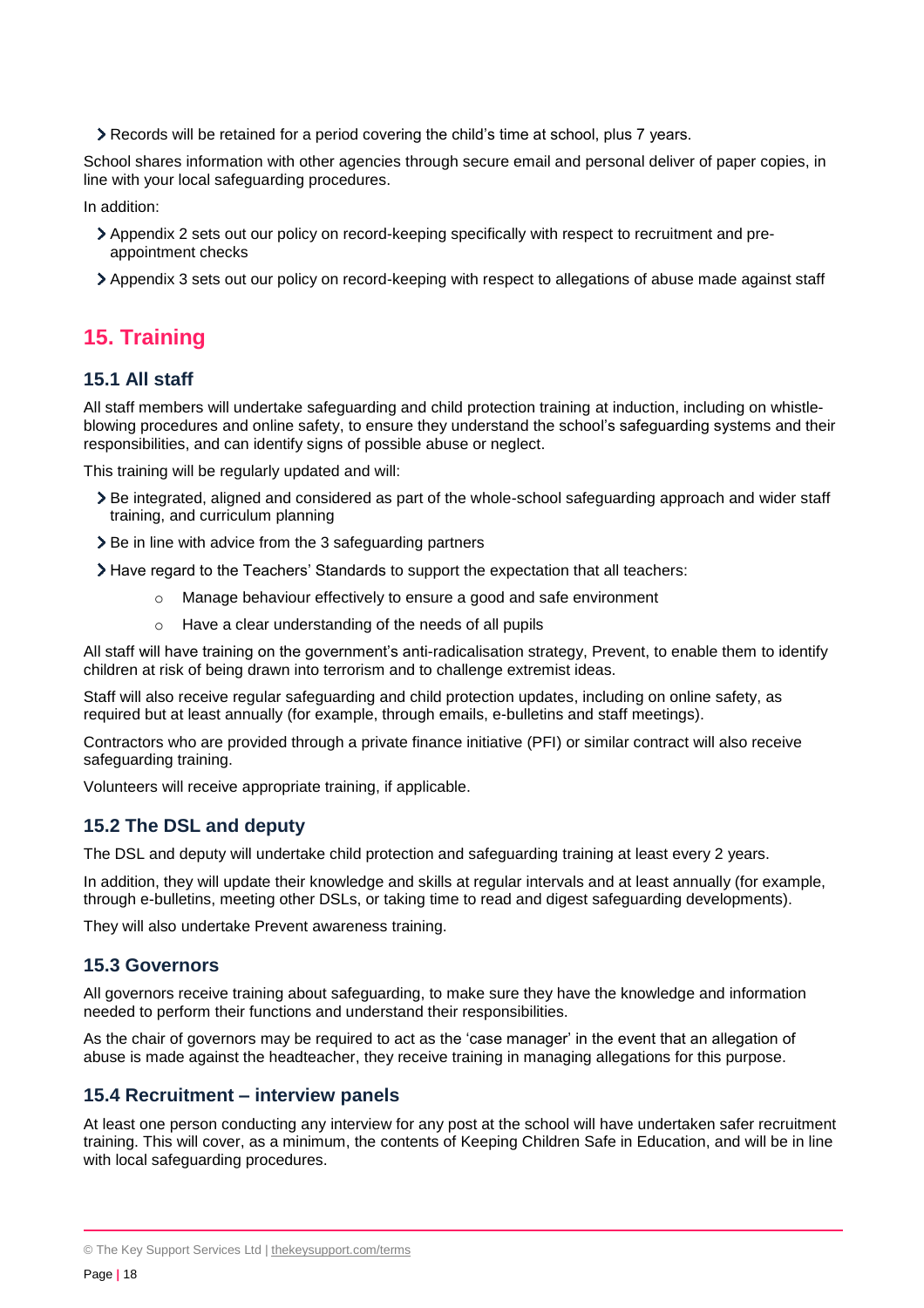- Records will be retained for a period covering the child's time at school, plus 7 years.

School shares information with other agencies through secure email and personal deliver of paper copies, in line with your local safeguarding procedures.

In addition:

- Appendix 2 sets out our policy on record-keeping specifically with respect to recruitment and pre-appointment checks
- Appendix 3 sets out our policy on record-keeping with respect to allegations of abuse made against staff

## 15. Training

### 15.1 All staff

All staff members will undertake safeguarding and child protection training at induction, including on whistle-blowing procedures and online safety, to ensure they understand the school's safeguarding systems and their responsibilities, and can identify signs of possible abuse or neglect.

This training will be regularly updated and will:

- Be integrated, aligned and considered as part of the whole-school safeguarding approach and wider staff training, and curriculum planning
- Be in line with advice from the 3 safeguarding partners
- Have regard to the Teachers' Standards to support the expectation that all teachers:
    - Manage behaviour effectively to ensure a good and safe environment
    - Have a clear understanding of the needs of all pupils

All staff will have training on the government's anti-radicalisation strategy, Prevent, to enable them to identify children at risk of being drawn into terrorism and to challenge extremist ideas.

Staff will also receive regular safeguarding and child protection updates, including on online safety, as required but at least annually (for example, through emails, e-bulletins and staff meetings).

Contractors who are provided through a private finance initiative (PFI) or similar contract will also receive safeguarding training.

Volunteers will receive appropriate training, if applicable.

### 15.2 The DSL and deputy

The DSL and deputy will undertake child protection and safeguarding training at least every 2 years.

In addition, they will update their knowledge and skills at regular intervals and at least annually (for example, through e-bulletins, meeting other DSLs, or taking time to read and digest safeguarding developments).

They will also undertake Prevent awareness training.

### 15.3 Governors

All governors receive training about safeguarding, to make sure they have the knowledge and information needed to perform their functions and understand their responsibilities.

As the chair of governors may be required to act as the 'case manager' in the event that an allegation of abuse is made against the headteacher, they receive training in managing allegations for this purpose.

### 15.4 Recruitment – interview panels

At least one person conducting any interview for any post at the school will have undertaken safer recruitment training. This will cover, as a minimum, the contents of Keeping Children Safe in Education, and will be in line with local safeguarding procedures.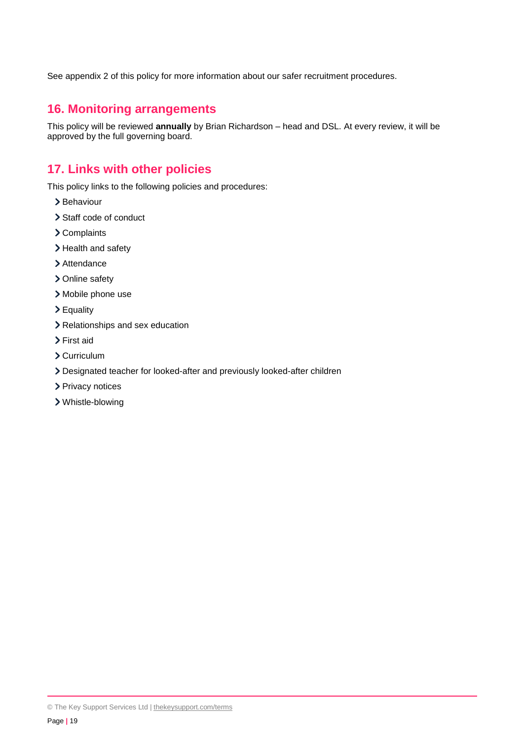See appendix 2 of this policy for more information about our safer recruitment procedures.

## 16. Monitoring arrangements

This policy will be reviewed **annually** by Brian Richardson – head and DSL. At every review, it will be approved by the full governing board.

## 17. Links with other policies

This policy links to the following policies and procedures:

- Behaviour
- Staff code of conduct
- Complaints
- Health and safety
- Attendance
- Online safety
- Mobile phone use
- Equality
- Relationships and sex education
- First aid
- Curriculum
- Designated teacher for looked-after and previously looked-after children
- Privacy notices
- Whistle-blowing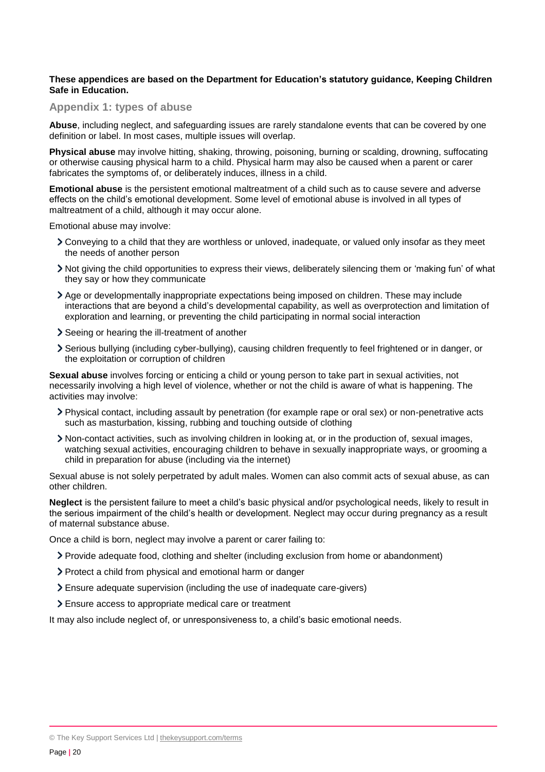**These appendices are based on the Department for Education's statutory guidance, Keeping Children Safe in Education.**

## Appendix 1: types of abuse

**Abuse**, including neglect, and safeguarding issues are rarely standalone events that can be covered by one definition or label. In most cases, multiple issues will overlap.

**Physical abuse** may involve hitting, shaking, throwing, poisoning, burning or scalding, drowning, suffocating or otherwise causing physical harm to a child. Physical harm may also be caused when a parent or carer fabricates the symptoms of, or deliberately induces, illness in a child.

**Emotional abuse** is the persistent emotional maltreatment of a child such as to cause severe and adverse effects on the child's emotional development. Some level of emotional abuse is involved in all types of maltreatment of a child, although it may occur alone.

Emotional abuse may involve:

- Conveying to a child that they are worthless or unloved, inadequate, or valued only insofar as they meet the needs of another person
- Not giving the child opportunities to express their views, deliberately silencing them or 'making fun' of what they say or how they communicate
- Age or developmentally inappropriate expectations being imposed on children. These may include interactions that are beyond a child's developmental capability, as well as overprotection and limitation of exploration and learning, or preventing the child participating in normal social interaction
- Seeing or hearing the ill-treatment of another
- Serious bullying (including cyber-bullying), causing children frequently to feel frightened or in danger, or the exploitation or corruption of children

**Sexual abuse** involves forcing or enticing a child or young person to take part in sexual activities, not necessarily involving a high level of violence, whether or not the child is aware of what is happening. The activities may involve:

- Physical contact, including assault by penetration (for example rape or oral sex) or non-penetrative acts such as masturbation, kissing, rubbing and touching outside of clothing
- Non-contact activities, such as involving children in looking at, or in the production of, sexual images, watching sexual activities, encouraging children to behave in sexually inappropriate ways, or grooming a child in preparation for abuse (including via the internet)

Sexual abuse is not solely perpetrated by adult males. Women can also commit acts of sexual abuse, as can other children.

**Neglect** is the persistent failure to meet a child's basic physical and/or psychological needs, likely to result in the serious impairment of the child's health or development. Neglect may occur during pregnancy as a result of maternal substance abuse.

Once a child is born, neglect may involve a parent or carer failing to:

- Provide adequate food, clothing and shelter (including exclusion from home or abandonment)
- Protect a child from physical and emotional harm or danger
- Ensure adequate supervision (including the use of inadequate care-givers)
- Ensure access to appropriate medical care or treatment

It may also include neglect of, or unresponsiveness to, a child's basic emotional needs.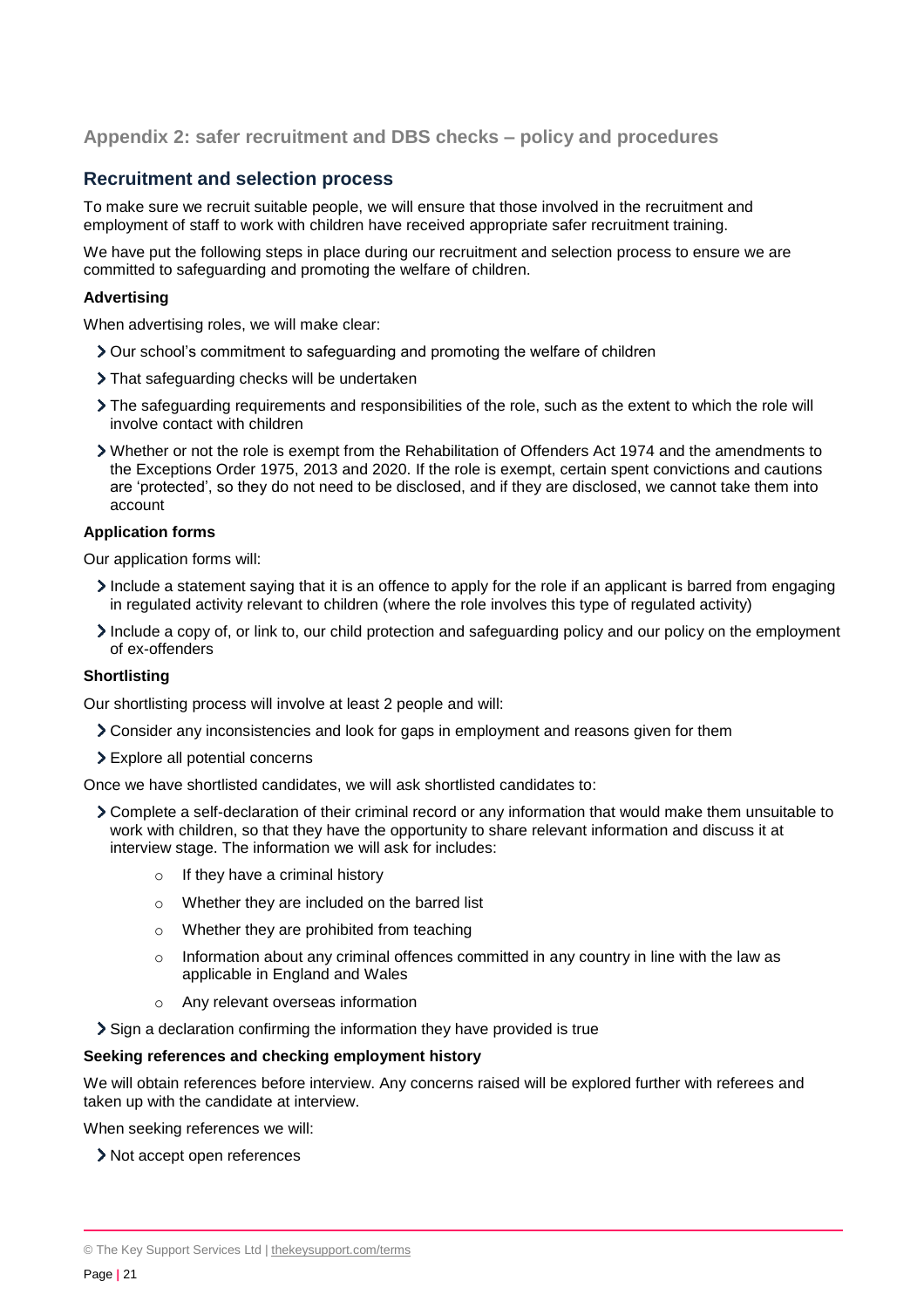## Appendix 2: safer recruitment and DBS checks – policy and procedures

### Recruitment and selection process

To make sure we recruit suitable people, we will ensure that those involved in the recruitment and employment of staff to work with children have received appropriate safer recruitment training.

We have put the following steps in place during our recruitment and selection process to ensure we are committed to safeguarding and promoting the welfare of children.

**Advertising**

When advertising roles, we will make clear:

- Our school's commitment to safeguarding and promoting the welfare of children
- That safeguarding checks will be undertaken
- The safeguarding requirements and responsibilities of the role, such as the extent to which the role will involve contact with children
- Whether or not the role is exempt from the Rehabilitation of Offenders Act 1974 and the amendments to the Exceptions Order 1975, 2013 and 2020. If the role is exempt, certain spent convictions and cautions are 'protected', so they do not need to be disclosed, and if they are disclosed, we cannot take them into account

**Application forms**

Our application forms will:

- Include a statement saying that it is an offence to apply for the role if an applicant is barred from engaging in regulated activity relevant to children (where the role involves this type of regulated activity)
- Include a copy of, or link to, our child protection and safeguarding policy and our policy on the employment of ex-offenders

**Shortlisting**

Our shortlisting process will involve at least 2 people and will:

- Consider any inconsistencies and look for gaps in employment and reasons given for them
- Explore all potential concerns

Once we have shortlisted candidates, we will ask shortlisted candidates to:

- Complete a self-declaration of their criminal record or any information that would make them unsuitable to work with children, so that they have the opportunity to share relevant information and discuss it at interview stage. The information we will ask for includes:
    - If they have a criminal history
    - Whether they are included on the barred list
    - Whether they are prohibited from teaching
    - Information about any criminal offences committed in any country in line with the law as applicable in England and Wales
    - Any relevant overseas information
- Sign a declaration confirming the information they have provided is true

**Seeking references and checking employment history**

We will obtain references before interview. Any concerns raised will be explored further with referees and taken up with the candidate at interview.

When seeking references we will:

- Not accept open references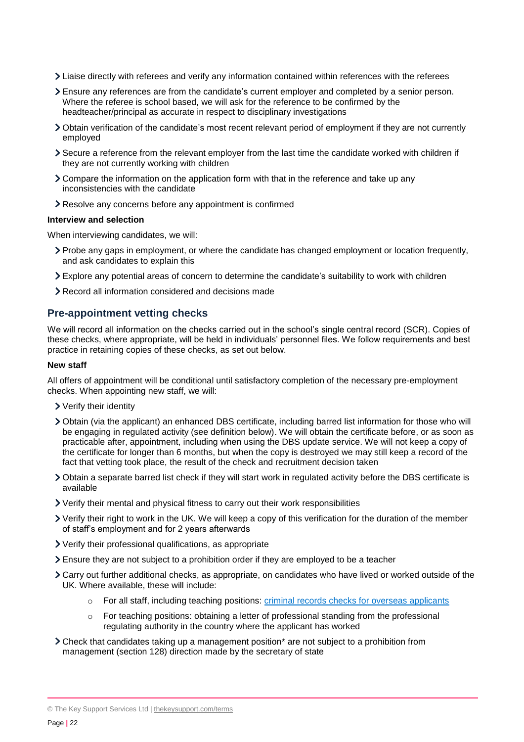- Liaise directly with referees and verify any information contained within references with the referees
- Ensure any references are from the candidate's current employer and completed by a senior person. Where the referee is school based, we will ask for the reference to be confirmed by the headteacher/principal as accurate in respect to disciplinary investigations
- Obtain verification of the candidate's most recent relevant period of employment if they are not currently employed
- Secure a reference from the relevant employer from the last time the candidate worked with children if they are not currently working with children
- Compare the information on the application form with that in the reference and take up any inconsistencies with the candidate
- Resolve any concerns before any appointment is confirmed

**Interview and selection**

When interviewing candidates, we will:

- Probe any gaps in employment, or where the candidate has changed employment or location frequently, and ask candidates to explain this
- Explore any potential areas of concern to determine the candidate's suitability to work with children
- Record all information considered and decisions made

## Pre-appointment vetting checks

We will record all information on the checks carried out in the school's single central record (SCR). Copies of these checks, where appropriate, will be held in individuals' personnel files. We follow requirements and best practice in retaining copies of these checks, as set out below.

**New staff**

All offers of appointment will be conditional until satisfactory completion of the necessary pre-employment checks. When appointing new staff, we will:

- Verify their identity
- Obtain (via the applicant) an enhanced DBS certificate, including barred list information for those who will be engaging in regulated activity (see definition below). We will obtain the certificate before, or as soon as practicable after, appointment, including when using the DBS update service. We will not keep a copy of the certificate for longer than 6 months, but when the copy is destroyed we may still keep a record of the fact that vetting took place, the result of the check and recruitment decision taken
- Obtain a separate barred list check if they will start work in regulated activity before the DBS certificate is available
- Verify their mental and physical fitness to carry out their work responsibilities
- Verify their right to work in the UK. We will keep a copy of this verification for the duration of the member of staff's employment and for 2 years afterwards
- Verify their professional qualifications, as appropriate
- Ensure they are not subject to a prohibition order if they are employed to be a teacher
- Carry out further additional checks, as appropriate, on candidates who have lived or worked outside of the UK. Where available, these will include:
    - For all staff, including teaching positions: [criminal records checks for overseas applicants](#)
    - For teaching positions: obtaining a letter of professional standing from the professional regulating authority in the country where the applicant has worked
- Check that candidates taking up a management position* are not subject to a prohibition from management (section 128) direction made by the secretary of state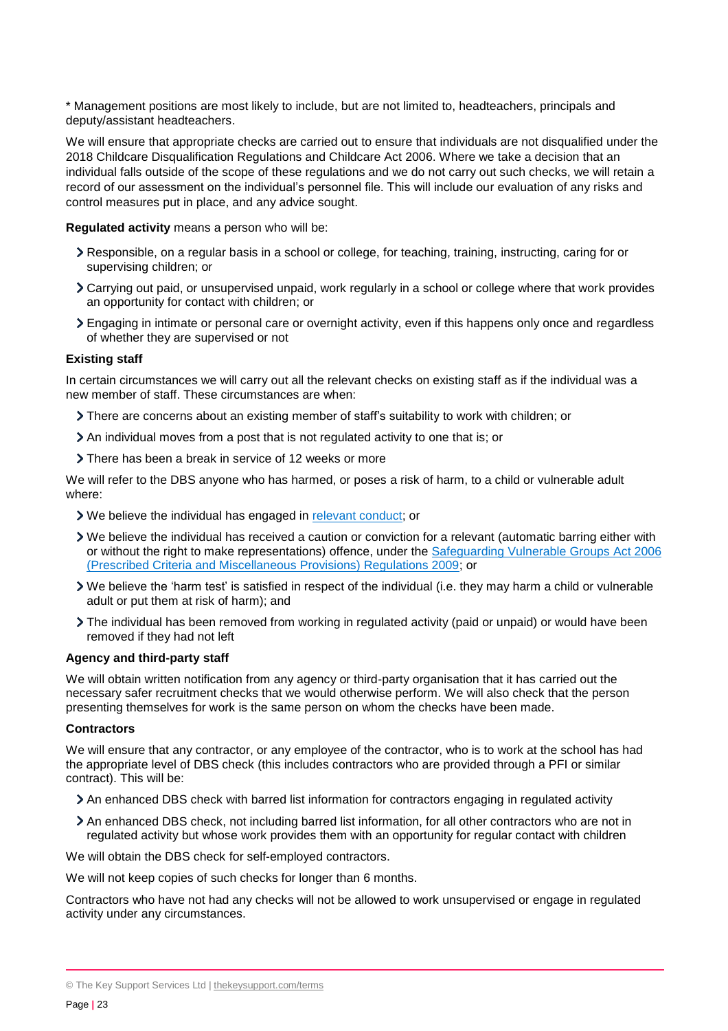* Management positions are most likely to include, but are not limited to, headteachers, principals and deputy/assistant headteachers.

We will ensure that appropriate checks are carried out to ensure that individuals are not disqualified under the 2018 Childcare Disqualification Regulations and Childcare Act 2006. Where we take a decision that an individual falls outside of the scope of these regulations and we do not carry out such checks, we will retain a record of our assessment on the individual's personnel file. This will include our evaluation of any risks and control measures put in place, and any advice sought.

**Regulated activity** means a person who will be:

- Responsible, on a regular basis in a school or college, for teaching, training, instructing, caring for or supervising children; or
- Carrying out paid, or unsupervised unpaid, work regularly in a school or college where that work provides an opportunity for contact with children; or
- Engaging in intimate or personal care or overnight activity, even if this happens only once and regardless of whether they are supervised or not

**Existing staff**

In certain circumstances we will carry out all the relevant checks on existing staff as if the individual was a new member of staff. These circumstances are when:

- There are concerns about an existing member of staff's suitability to work with children; or
- An individual moves from a post that is not regulated activity to one that is; or
- There has been a break in service of 12 weeks or more

We will refer to the DBS anyone who has harmed, or poses a risk of harm, to a child or vulnerable adult where:

- We believe the individual has engaged in [relevant conduct](https://www.gov.uk/guidance/making-barring-referrals-to-the-dbs#relevant-conduct-in-relation-to-children); or
- We believe the individual has received a caution or conviction for a relevant (automatic barring either with or without the right to make representations) offence, under the [Safeguarding Vulnerable Groups Act 2006 (Prescribed Criteria and Miscellaneous Provisions) Regulations 2009](http://www.legislation.gov.uk/uksi/2009/37/contents/made); or
- We believe the 'harm test' is satisfied in respect of the individual (i.e. they may harm a child or vulnerable adult or put them at risk of harm); and
- The individual has been removed from working in regulated activity (paid or unpaid) or would have been removed if they had not left

**Agency and third-party staff**

We will obtain written notification from any agency or third-party organisation that it has carried out the necessary safer recruitment checks that we would otherwise perform. We will also check that the person presenting themselves for work is the same person on whom the checks have been made.

**Contractors**

We will ensure that any contractor, or any employee of the contractor, who is to work at the school has had the appropriate level of DBS check (this includes contractors who are provided through a PFI or similar contract). This will be:

- An enhanced DBS check with barred list information for contractors engaging in regulated activity
- An enhanced DBS check, not including barred list information, for all other contractors who are not in regulated activity but whose work provides them with an opportunity for regular contact with children

We will obtain the DBS check for self-employed contractors.

We will not keep copies of such checks for longer than 6 months.

Contractors who have not had any checks will not be allowed to work unsupervised or engage in regulated activity under any circumstances.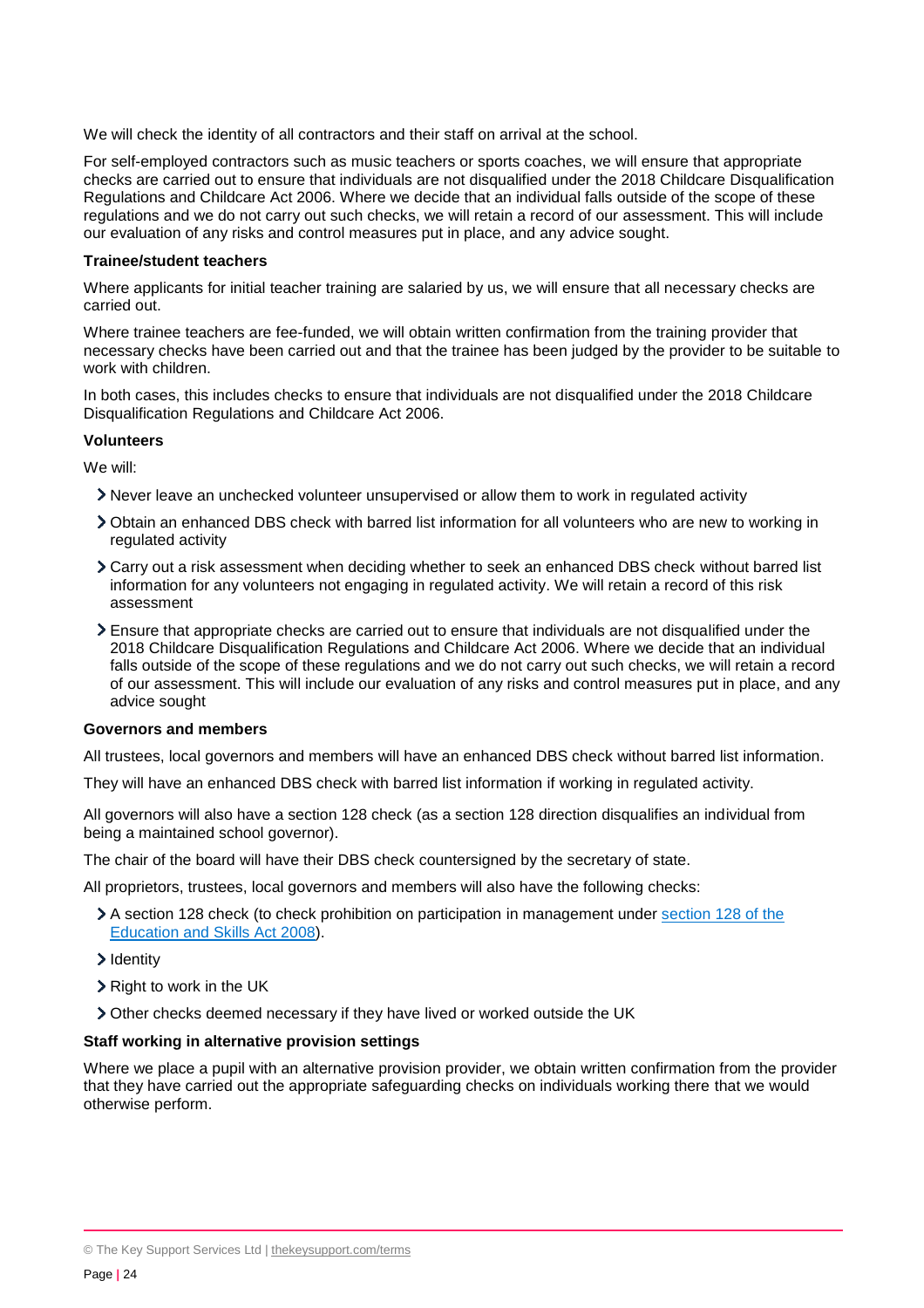We will check the identity of all contractors and their staff on arrival at the school.

For self-employed contractors such as music teachers or sports coaches, we will ensure that appropriate checks are carried out to ensure that individuals are not disqualified under the 2018 Childcare Disqualification Regulations and Childcare Act 2006. Where we decide that an individual falls outside of the scope of these regulations and we do not carry out such checks, we will retain a record of our assessment. This will include our evaluation of any risks and control measures put in place, and any advice sought.

**Trainee/student teachers**

Where applicants for initial teacher training are salaried by us, we will ensure that all necessary checks are carried out.

Where trainee teachers are fee-funded, we will obtain written confirmation from the training provider that necessary checks have been carried out and that the trainee has been judged by the provider to be suitable to work with children.

In both cases, this includes checks to ensure that individuals are not disqualified under the 2018 Childcare Disqualification Regulations and Childcare Act 2006.

**Volunteers**

We will:

- Never leave an unchecked volunteer unsupervised or allow them to work in regulated activity
- Obtain an enhanced DBS check with barred list information for all volunteers who are new to working in regulated activity
- Carry out a risk assessment when deciding whether to seek an enhanced DBS check without barred list information for any volunteers not engaging in regulated activity. We will retain a record of this risk assessment
- Ensure that appropriate checks are carried out to ensure that individuals are not disqualified under the 2018 Childcare Disqualification Regulations and Childcare Act 2006. Where we decide that an individual falls outside of the scope of these regulations and we do not carry out such checks, we will retain a record of our assessment. This will include our evaluation of any risks and control measures put in place, and any advice sought

**Governors and members**

All trustees, local governors and members will have an enhanced DBS check without barred list information.

They will have an enhanced DBS check with barred list information if working in regulated activity.

All governors will also have a section 128 check (as a section 128 direction disqualifies an individual from being a maintained school governor).

The chair of the board will have their DBS check countersigned by the secretary of state.

All proprietors, trustees, local governors and members will also have the following checks:

- A section 128 check (to check prohibition on participation in management under section 128 of the Education and Skills Act 2008).
- Identity
- Right to work in the UK
- Other checks deemed necessary if they have lived or worked outside the UK

**Staff working in alternative provision settings**

Where we place a pupil with an alternative provision provider, we obtain written confirmation from the provider that they have carried out the appropriate safeguarding checks on individuals working there that we would otherwise perform.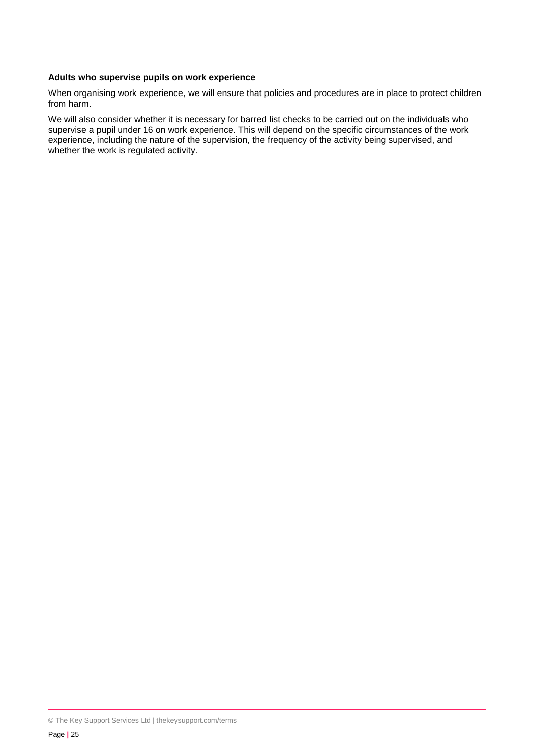**Adults who supervise pupils on work experience**

When organising work experience, we will ensure that policies and procedures are in place to protect children from harm.

We will also consider whether it is necessary for barred list checks to be carried out on the individuals who supervise a pupil under 16 on work experience. This will depend on the specific circumstances of the work experience, including the nature of the supervision, the frequency of the activity being supervised, and whether the work is regulated activity.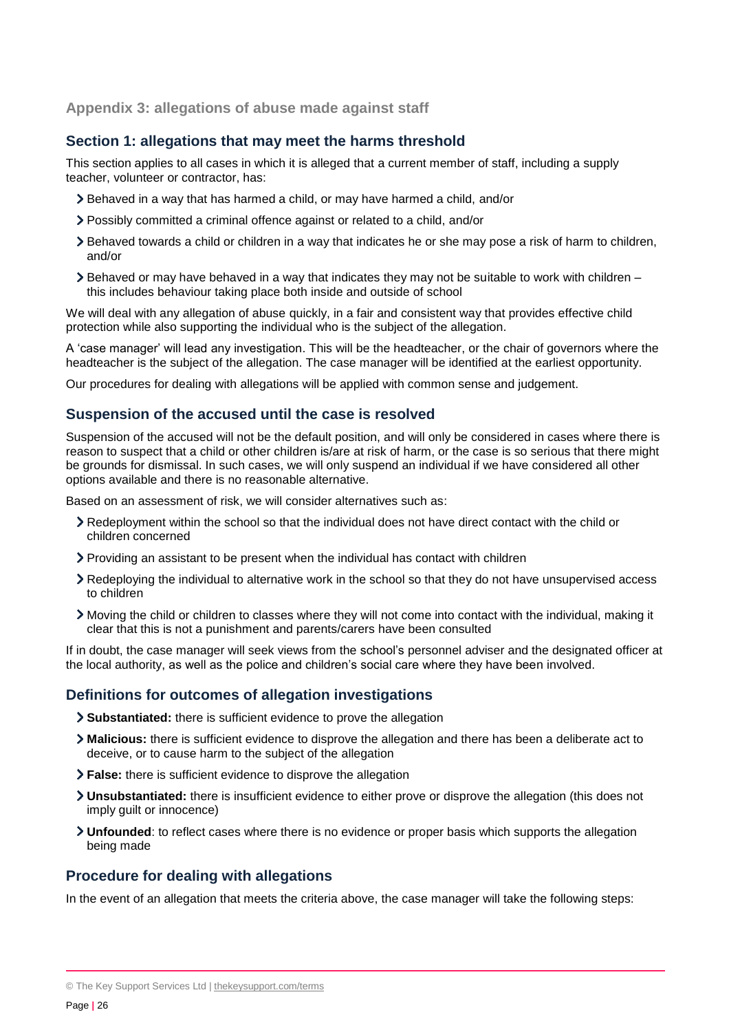## Appendix 3: allegations of abuse made against staff

### Section 1: allegations that may meet the harms threshold

This section applies to all cases in which it is alleged that a current member of staff, including a supply teacher, volunteer or contractor, has:

- Behaved in a way that has harmed a child, or may have harmed a child, and/or
- Possibly committed a criminal offence against or related to a child, and/or
- Behaved towards a child or children in a way that indicates he or she may pose a risk of harm to children, and/or
- Behaved or may have behaved in a way that indicates they may not be suitable to work with children – this includes behaviour taking place both inside and outside of school

We will deal with any allegation of abuse quickly, in a fair and consistent way that provides effective child protection while also supporting the individual who is the subject of the allegation.

A 'case manager' will lead any investigation. This will be the headteacher, or the chair of governors where the headteacher is the subject of the allegation. The case manager will be identified at the earliest opportunity.

Our procedures for dealing with allegations will be applied with common sense and judgement.

### Suspension of the accused until the case is resolved

Suspension of the accused will not be the default position, and will only be considered in cases where there is reason to suspect that a child or other children is/are at risk of harm, or the case is so serious that there might be grounds for dismissal. In such cases, we will only suspend an individual if we have considered all other options available and there is no reasonable alternative.

Based on an assessment of risk, we will consider alternatives such as:

- Redeployment within the school so that the individual does not have direct contact with the child or children concerned
- Providing an assistant to be present when the individual has contact with children
- Redeploying the individual to alternative work in the school so that they do not have unsupervised access to children
- Moving the child or children to classes where they will not come into contact with the individual, making it clear that this is not a punishment and parents/carers have been consulted

If in doubt, the case manager will seek views from the school's personnel adviser and the designated officer at the local authority, as well as the police and children's social care where they have been involved.

### Definitions for outcomes of allegation investigations

- **Substantiated:** there is sufficient evidence to prove the allegation
- **Malicious:** there is sufficient evidence to disprove the allegation and there has been a deliberate act to deceive, or to cause harm to the subject of the allegation
- **False:** there is sufficient evidence to disprove the allegation
- **Unsubstantiated:** there is insufficient evidence to either prove or disprove the allegation (this does not imply guilt or innocence)
- **Unfounded**: to reflect cases where there is no evidence or proper basis which supports the allegation being made

### Procedure for dealing with allegations

In the event of an allegation that meets the criteria above, the case manager will take the following steps: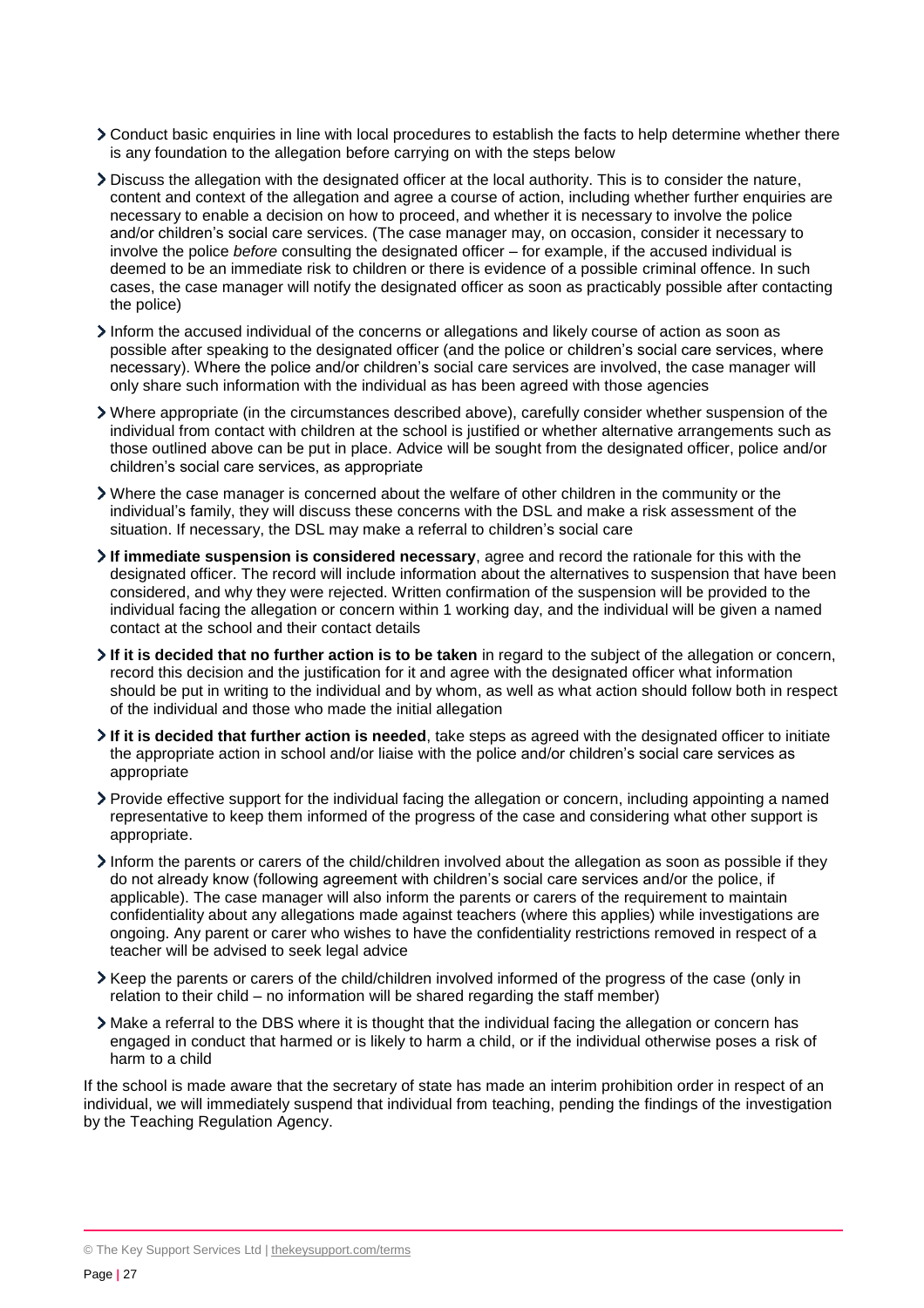- Conduct basic enquiries in line with local procedures to establish the facts to help determine whether there is any foundation to the allegation before carrying on with the steps below
- Discuss the allegation with the designated officer at the local authority. This is to consider the nature, content and context of the allegation and agree a course of action, including whether further enquiries are necessary to enable a decision on how to proceed, and whether it is necessary to involve the police and/or children's social care services. (The case manager may, on occasion, consider it necessary to involve the police *before* consulting the designated officer – for example, if the accused individual is deemed to be an immediate risk to children or there is evidence of a possible criminal offence. In such cases, the case manager will notify the designated officer as soon as practicably possible after contacting the police)
- Inform the accused individual of the concerns or allegations and likely course of action as soon as possible after speaking to the designated officer (and the police or children's social care services, where necessary). Where the police and/or children's social care services are involved, the case manager will only share such information with the individual as has been agreed with those agencies
- Where appropriate (in the circumstances described above), carefully consider whether suspension of the individual from contact with children at the school is justified or whether alternative arrangements such as those outlined above can be put in place. Advice will be sought from the designated officer, police and/or children's social care services, as appropriate
- Where the case manager is concerned about the welfare of other children in the community or the individual's family, they will discuss these concerns with the DSL and make a risk assessment of the situation. If necessary, the DSL may make a referral to children's social care
- **If immediate suspension is considered necessary**, agree and record the rationale for this with the designated officer. The record will include information about the alternatives to suspension that have been considered, and why they were rejected. Written confirmation of the suspension will be provided to the individual facing the allegation or concern within 1 working day, and the individual will be given a named contact at the school and their contact details
- **If it is decided that no further action is to be taken** in regard to the subject of the allegation or concern, record this decision and the justification for it and agree with the designated officer what information should be put in writing to the individual and by whom, as well as what action should follow both in respect of the individual and those who made the initial allegation
- **If it is decided that further action is needed**, take steps as agreed with the designated officer to initiate the appropriate action in school and/or liaise with the police and/or children's social care services as appropriate
- Provide effective support for the individual facing the allegation or concern, including appointing a named representative to keep them informed of the progress of the case and considering what other support is appropriate.
- Inform the parents or carers of the child/children involved about the allegation as soon as possible if they do not already know (following agreement with children's social care services and/or the police, if applicable). The case manager will also inform the parents or carers of the requirement to maintain confidentiality about any allegations made against teachers (where this applies) while investigations are ongoing. Any parent or carer who wishes to have the confidentiality restrictions removed in respect of a teacher will be advised to seek legal advice
- Keep the parents or carers of the child/children involved informed of the progress of the case (only in relation to their child – no information will be shared regarding the staff member)
- Make a referral to the DBS where it is thought that the individual facing the allegation or concern has engaged in conduct that harmed or is likely to harm a child, or if the individual otherwise poses a risk of harm to a child

If the school is made aware that the secretary of state has made an interim prohibition order in respect of an individual, we will immediately suspend that individual from teaching, pending the findings of the investigation by the Teaching Regulation Agency.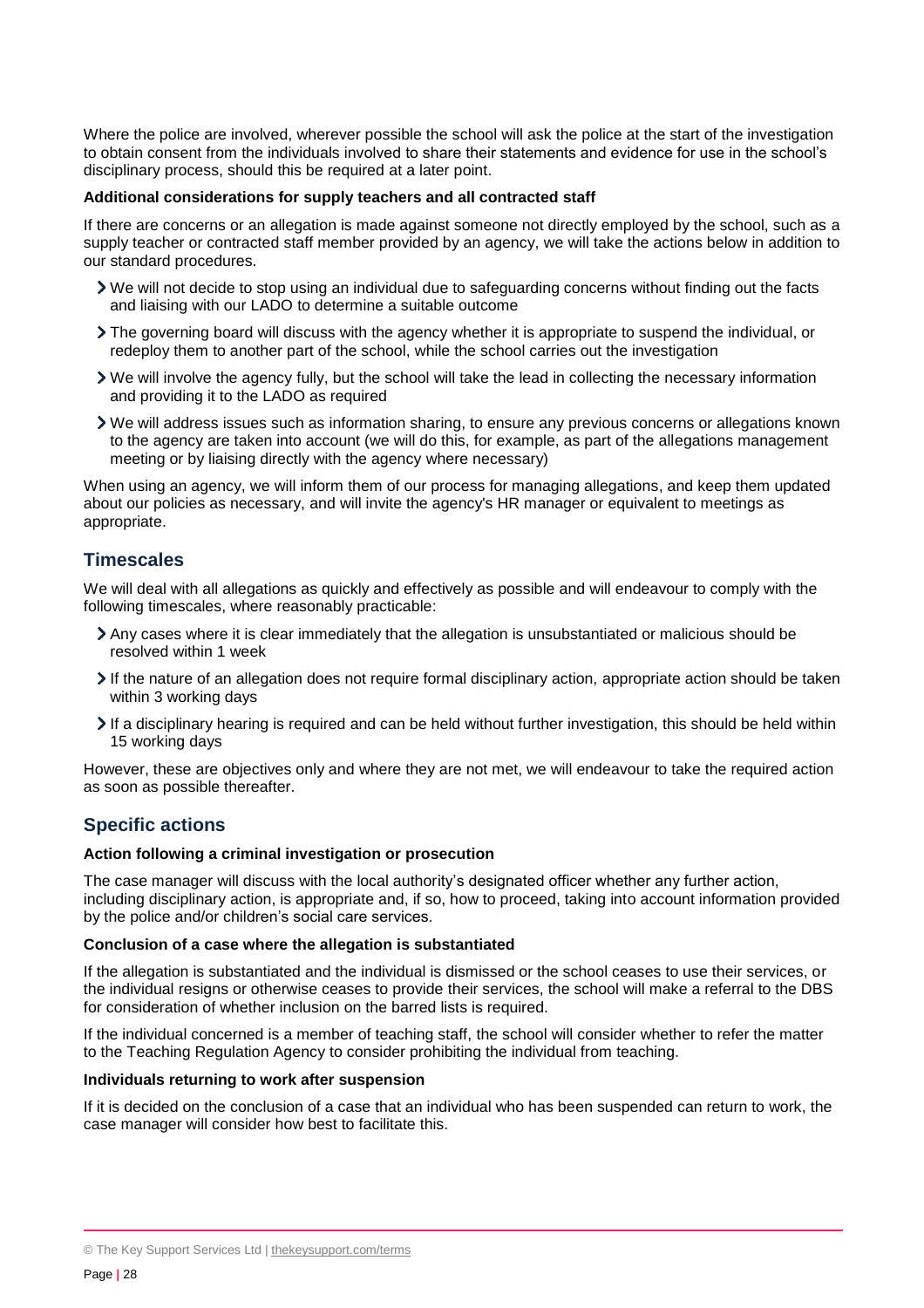Where the police are involved, wherever possible the school will ask the police at the start of the investigation to obtain consent from the individuals involved to share their statements and evidence for use in the school's disciplinary process, should this be required at a later point.

**Additional considerations for supply teachers and all contracted staff**

If there are concerns or an allegation is made against someone not directly employed by the school, such as a supply teacher or contracted staff member provided by an agency, we will take the actions below in addition to our standard procedures.

- We will not decide to stop using an individual due to safeguarding concerns without finding out the facts and liaising with our LADO to determine a suitable outcome
- The governing board will discuss with the agency whether it is appropriate to suspend the individual, or redeploy them to another part of the school, while the school carries out the investigation
- We will involve the agency fully, but the school will take the lead in collecting the necessary information and providing it to the LADO as required
- We will address issues such as information sharing, to ensure any previous concerns or allegations known to the agency are taken into account (we will do this, for example, as part of the allegations management meeting or by liaising directly with the agency where necessary)

When using an agency, we will inform them of our process for managing allegations, and keep them updated about our policies as necessary, and will invite the agency's HR manager or equivalent to meetings as appropriate.

## Timescales

We will deal with all allegations as quickly and effectively as possible and will endeavour to comply with the following timescales, where reasonably practicable:

- Any cases where it is clear immediately that the allegation is unsubstantiated or malicious should be resolved within 1 week
- If the nature of an allegation does not require formal disciplinary action, appropriate action should be taken within 3 working days
- If a disciplinary hearing is required and can be held without further investigation, this should be held within 15 working days

However, these are objectives only and where they are not met, we will endeavour to take the required action as soon as possible thereafter.

## Specific actions

**Action following a criminal investigation or prosecution**

The case manager will discuss with the local authority's designated officer whether any further action, including disciplinary action, is appropriate and, if so, how to proceed, taking into account information provided by the police and/or children's social care services.

**Conclusion of a case where the allegation is substantiated**

If the allegation is substantiated and the individual is dismissed or the school ceases to use their services, or the individual resigns or otherwise ceases to provide their services, the school will make a referral to the DBS for consideration of whether inclusion on the barred lists is required.

If the individual concerned is a member of teaching staff, the school will consider whether to refer the matter to the Teaching Regulation Agency to consider prohibiting the individual from teaching.

**Individuals returning to work after suspension**

If it is decided on the conclusion of a case that an individual who has been suspended can return to work, the case manager will consider how best to facilitate this.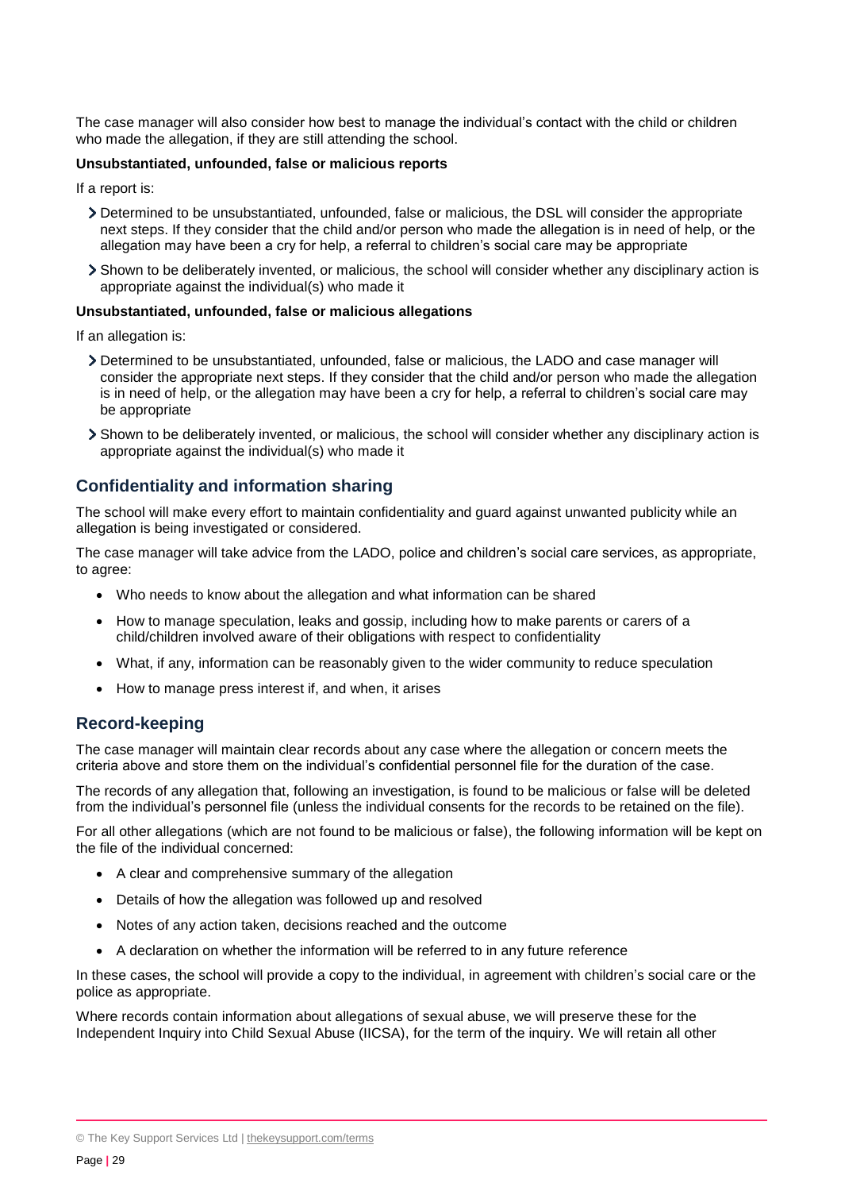The case manager will also consider how best to manage the individual's contact with the child or children who made the allegation, if they are still attending the school.

**Unsubstantiated, unfounded, false or malicious reports**

If a report is:

- Determined to be unsubstantiated, unfounded, false or malicious, the DSL will consider the appropriate next steps. If they consider that the child and/or person who made the allegation is in need of help, or the allegation may have been a cry for help, a referral to children's social care may be appropriate
- Shown to be deliberately invented, or malicious, the school will consider whether any disciplinary action is appropriate against the individual(s) who made it

**Unsubstantiated, unfounded, false or malicious allegations**

If an allegation is:

- Determined to be unsubstantiated, unfounded, false or malicious, the LADO and case manager will consider the appropriate next steps. If they consider that the child and/or person who made the allegation is in need of help, or the allegation may have been a cry for help, a referral to children's social care may be appropriate
- Shown to be deliberately invented, or malicious, the school will consider whether any disciplinary action is appropriate against the individual(s) who made it

## Confidentiality and information sharing

The school will make every effort to maintain confidentiality and guard against unwanted publicity while an allegation is being investigated or considered.

The case manager will take advice from the LADO, police and children's social care services, as appropriate, to agree:

- Who needs to know about the allegation and what information can be shared
- How to manage speculation, leaks and gossip, including how to make parents or carers of a child/children involved aware of their obligations with respect to confidentiality
- What, if any, information can be reasonably given to the wider community to reduce speculation
- How to manage press interest if, and when, it arises

## Record-keeping

The case manager will maintain clear records about any case where the allegation or concern meets the criteria above and store them on the individual's confidential personnel file for the duration of the case.

The records of any allegation that, following an investigation, is found to be malicious or false will be deleted from the individual's personnel file (unless the individual consents for the records to be retained on the file).

For all other allegations (which are not found to be malicious or false), the following information will be kept on the file of the individual concerned:

- A clear and comprehensive summary of the allegation
- Details of how the allegation was followed up and resolved
- Notes of any action taken, decisions reached and the outcome
- A declaration on whether the information will be referred to in any future reference

In these cases, the school will provide a copy to the individual, in agreement with children's social care or the police as appropriate.

Where records contain information about allegations of sexual abuse, we will preserve these for the Independent Inquiry into Child Sexual Abuse (IICSA), for the term of the inquiry. We will retain all other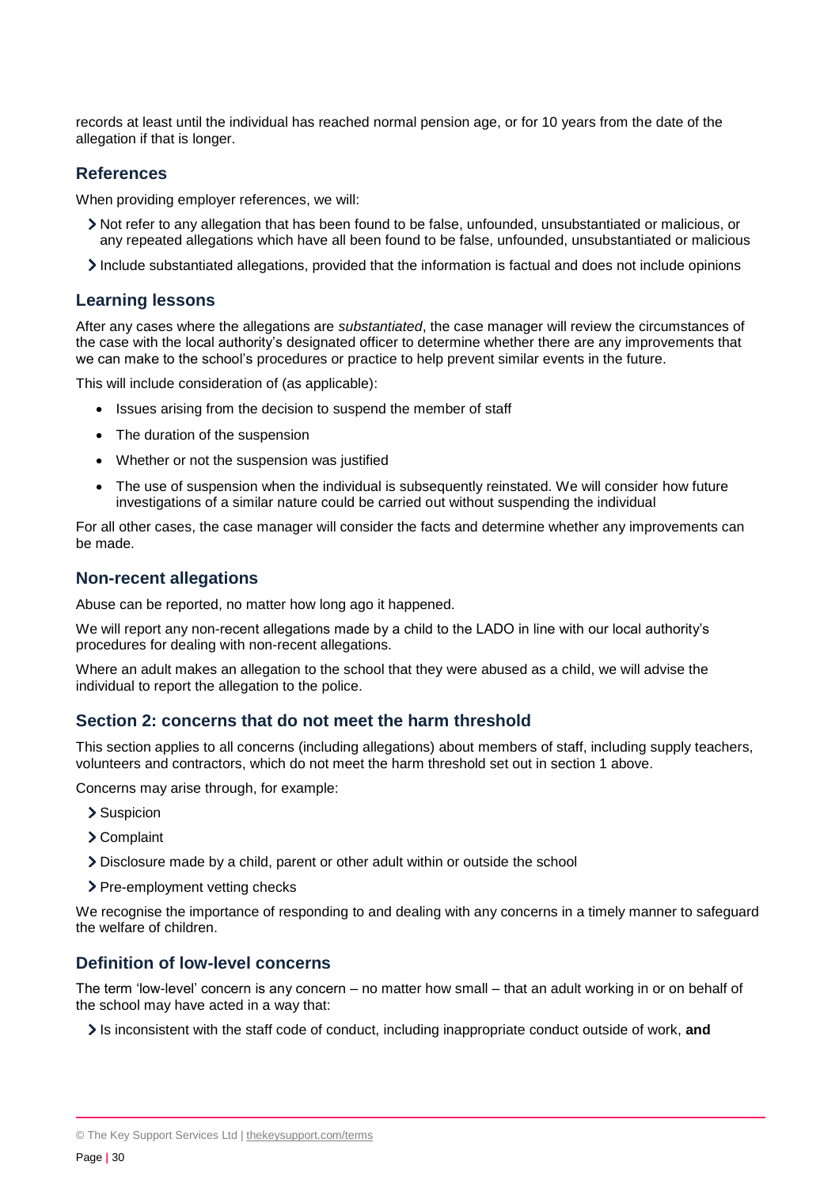records at least until the individual has reached normal pension age, or for 10 years from the date of the allegation if that is longer.

### References

When providing employer references, we will:

- Not refer to any allegation that has been found to be false, unfounded, unsubstantiated or malicious, or any repeated allegations which have all been found to be false, unfounded, unsubstantiated or malicious
- Include substantiated allegations, provided that the information is factual and does not include opinions

### Learning lessons

After any cases where the allegations are *substantiated*, the case manager will review the circumstances of the case with the local authority's designated officer to determine whether there are any improvements that we can make to the school's procedures or practice to help prevent similar events in the future.

This will include consideration of (as applicable):

- Issues arising from the decision to suspend the member of staff
- The duration of the suspension
- Whether or not the suspension was justified
- The use of suspension when the individual is subsequently reinstated. We will consider how future investigations of a similar nature could be carried out without suspending the individual

For all other cases, the case manager will consider the facts and determine whether any improvements can be made.

### Non-recent allegations

Abuse can be reported, no matter how long ago it happened.

We will report any non-recent allegations made by a child to the LADO in line with our local authority's procedures for dealing with non-recent allegations.

Where an adult makes an allegation to the school that they were abused as a child, we will advise the individual to report the allegation to the police.

### Section 2: concerns that do not meet the harm threshold

This section applies to all concerns (including allegations) about members of staff, including supply teachers, volunteers and contractors, which do not meet the harm threshold set out in section 1 above.

Concerns may arise through, for example:

- Suspicion
- Complaint
- Disclosure made by a child, parent or other adult within or outside the school
- Pre-employment vetting checks

We recognise the importance of responding to and dealing with any concerns in a timely manner to safeguard the welfare of children.

### Definition of low-level concerns

The term 'low-level' concern is any concern – no matter how small – that an adult working in or on behalf of the school may have acted in a way that:

- Is inconsistent with the staff code of conduct, including inappropriate conduct outside of work, **and**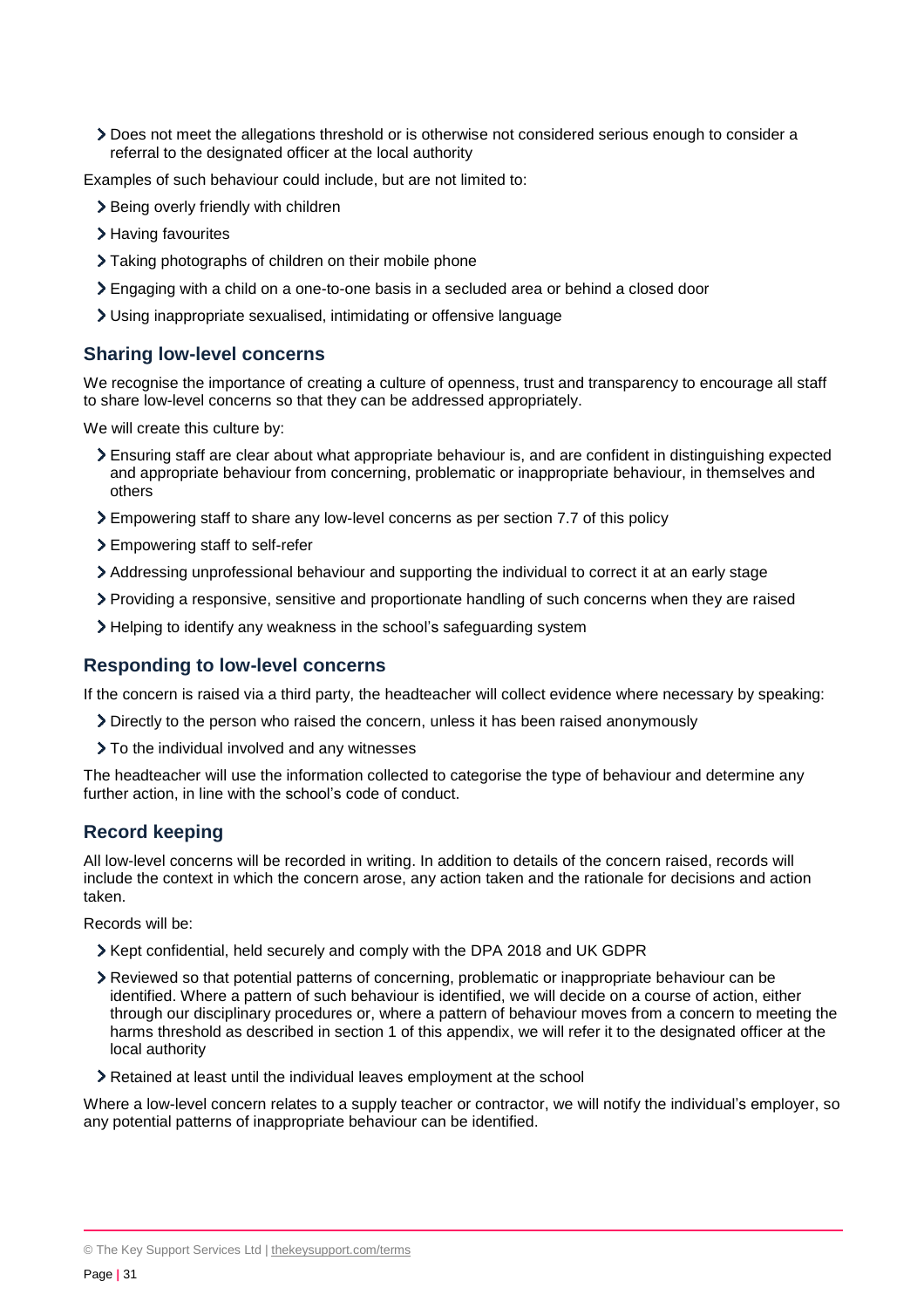- Does not meet the allegations threshold or is otherwise not considered serious enough to consider a referral to the designated officer at the local authority

Examples of such behaviour could include, but are not limited to:

- Being overly friendly with children
- Having favourites
- Taking photographs of children on their mobile phone
- Engaging with a child on a one-to-one basis in a secluded area or behind a closed door
- Using inappropriate sexualised, intimidating or offensive language

### Sharing low-level concerns

We recognise the importance of creating a culture of openness, trust and transparency to encourage all staff to share low-level concerns so that they can be addressed appropriately.

We will create this culture by:

- Ensuring staff are clear about what appropriate behaviour is, and are confident in distinguishing expected and appropriate behaviour from concerning, problematic or inappropriate behaviour, in themselves and others
- Empowering staff to share any low-level concerns as per section 7.7 of this policy
- Empowering staff to self-refer
- Addressing unprofessional behaviour and supporting the individual to correct it at an early stage
- Providing a responsive, sensitive and proportionate handling of such concerns when they are raised
- Helping to identify any weakness in the school's safeguarding system

### Responding to low-level concerns

If the concern is raised via a third party, the headteacher will collect evidence where necessary by speaking:

- Directly to the person who raised the concern, unless it has been raised anonymously
- To the individual involved and any witnesses

The headteacher will use the information collected to categorise the type of behaviour and determine any further action, in line with the school's code of conduct.

### Record keeping

All low-level concerns will be recorded in writing. In addition to details of the concern raised, records will include the context in which the concern arose, any action taken and the rationale for decisions and action taken.

Records will be:

- Kept confidential, held securely and comply with the DPA 2018 and UK GDPR
- Reviewed so that potential patterns of concerning, problematic or inappropriate behaviour can be identified. Where a pattern of such behaviour is identified, we will decide on a course of action, either through our disciplinary procedures or, where a pattern of behaviour moves from a concern to meeting the harms threshold as described in section 1 of this appendix, we will refer it to the designated officer at the local authority
- Retained at least until the individual leaves employment at the school

Where a low-level concern relates to a supply teacher or contractor, we will notify the individual's employer, so any potential patterns of inappropriate behaviour can be identified.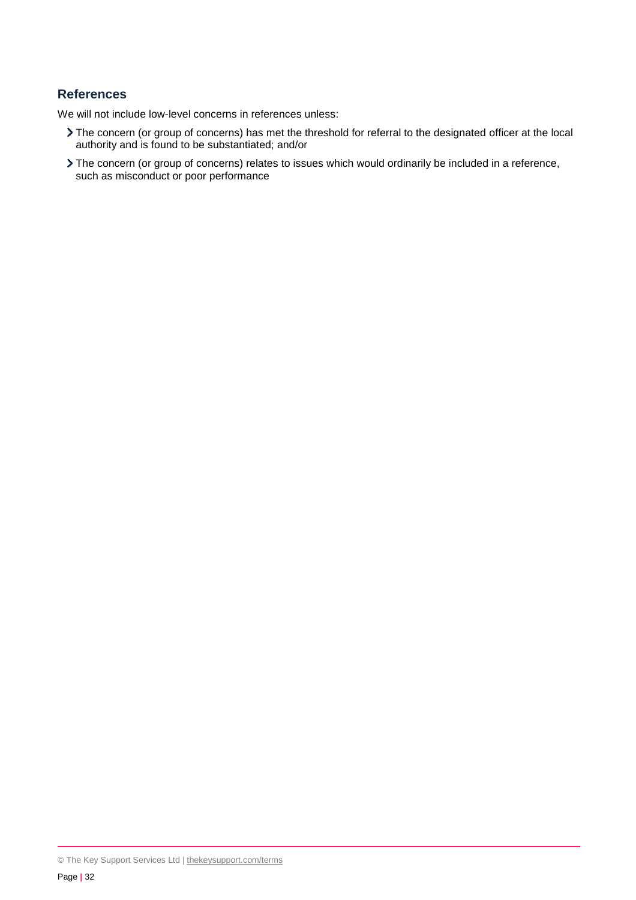## References

We will not include low-level concerns in references unless:

- The concern (or group of concerns) has met the threshold for referral to the designated officer at the local authority and is found to be substantiated; and/or
- The concern (or group of concerns) relates to issues which would ordinarily be included in a reference, such as misconduct or poor performance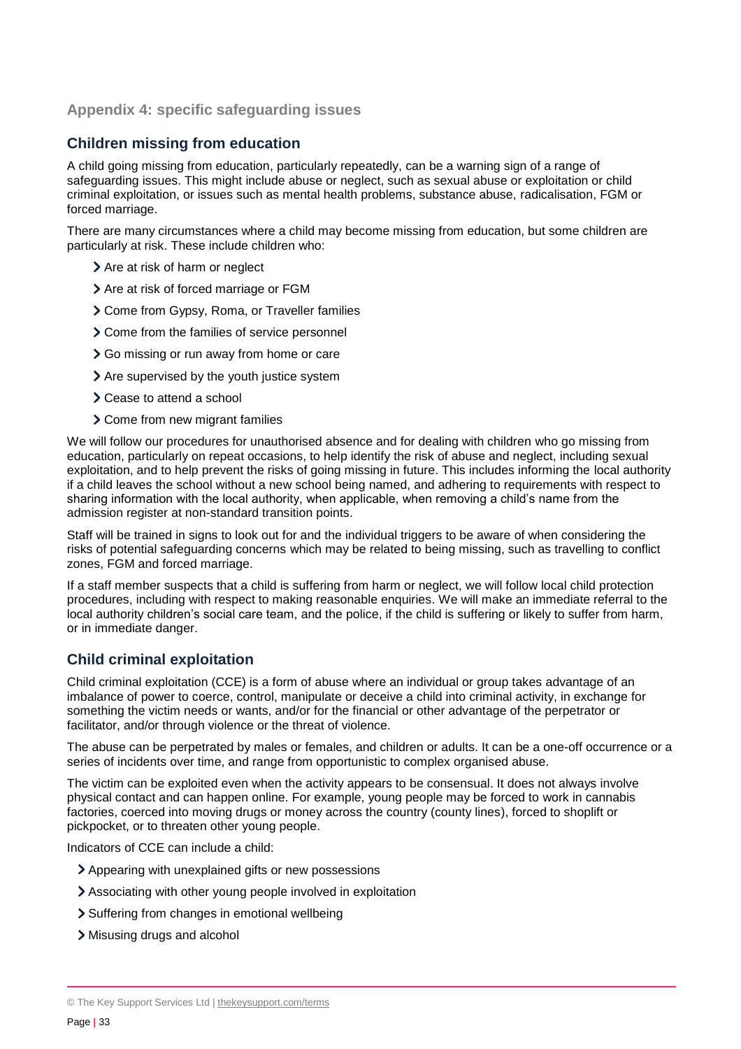### Appendix 4: specific safeguarding issues

## Children missing from education

A child going missing from education, particularly repeatedly, can be a warning sign of a range of safeguarding issues. This might include abuse or neglect, such as sexual abuse or exploitation or child criminal exploitation, or issues such as mental health problems, substance abuse, radicalisation, FGM or forced marriage.

There are many circumstances where a child may become missing from education, but some children are particularly at risk. These include children who:

- Are at risk of harm or neglect
- Are at risk of forced marriage or FGM
- Come from Gypsy, Roma, or Traveller families
- Come from the families of service personnel
- Go missing or run away from home or care
- Are supervised by the youth justice system
- Cease to attend a school
- Come from new migrant families

We will follow our procedures for unauthorised absence and for dealing with children who go missing from education, particularly on repeat occasions, to help identify the risk of abuse and neglect, including sexual exploitation, and to help prevent the risks of going missing in future. This includes informing the local authority if a child leaves the school without a new school being named, and adhering to requirements with respect to sharing information with the local authority, when applicable, when removing a child's name from the admission register at non-standard transition points.

Staff will be trained in signs to look out for and the individual triggers to be aware of when considering the risks of potential safeguarding concerns which may be related to being missing, such as travelling to conflict zones, FGM and forced marriage.

If a staff member suspects that a child is suffering from harm or neglect, we will follow local child protection procedures, including with respect to making reasonable enquiries. We will make an immediate referral to the local authority children's social care team, and the police, if the child is suffering or likely to suffer from harm, or in immediate danger.

## Child criminal exploitation

Child criminal exploitation (CCE) is a form of abuse where an individual or group takes advantage of an imbalance of power to coerce, control, manipulate or deceive a child into criminal activity, in exchange for something the victim needs or wants, and/or for the financial or other advantage of the perpetrator or facilitator, and/or through violence or the threat of violence.

The abuse can be perpetrated by males or females, and children or adults. It can be a one-off occurrence or a series of incidents over time, and range from opportunistic to complex organised abuse.

The victim can be exploited even when the activity appears to be consensual. It does not always involve physical contact and can happen online. For example, young people may be forced to work in cannabis factories, coerced into moving drugs or money across the country (county lines), forced to shoplift or pickpocket, or to threaten other young people.

Indicators of CCE can include a child:

- Appearing with unexplained gifts or new possessions
- Associating with other young people involved in exploitation
- Suffering from changes in emotional wellbeing
- Misusing drugs and alcohol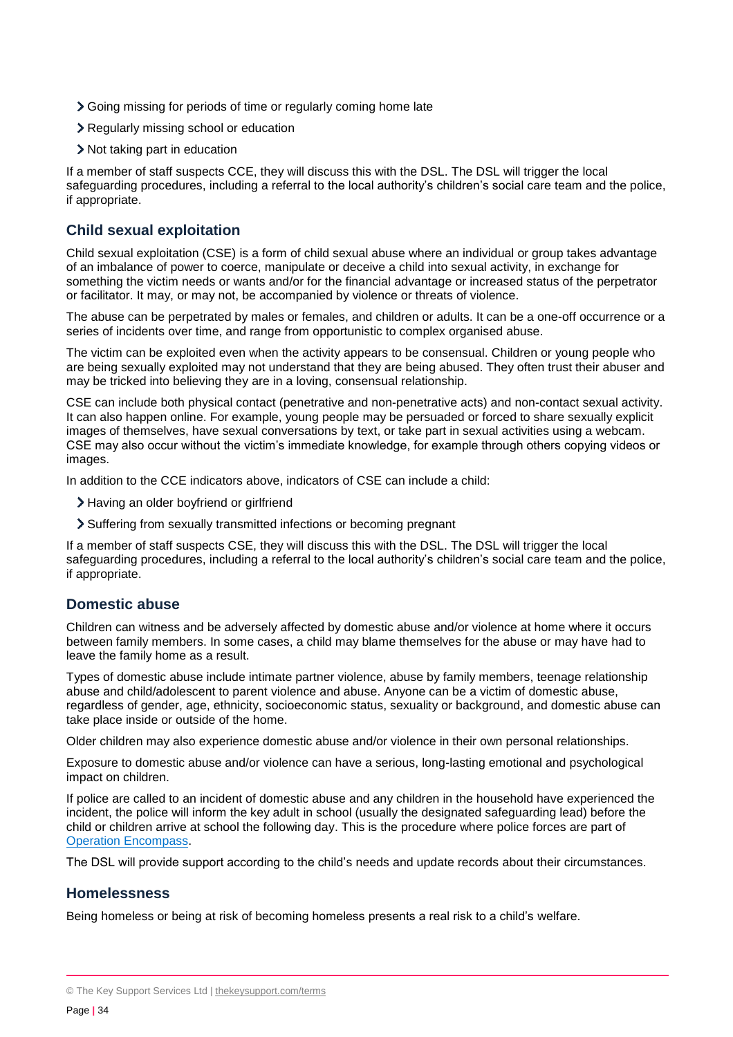- Going missing for periods of time or regularly coming home late
- Regularly missing school or education
- Not taking part in education

If a member of staff suspects CCE, they will discuss this with the DSL. The DSL will trigger the local safeguarding procedures, including a referral to the local authority's children's social care team and the police, if appropriate.

## Child sexual exploitation

Child sexual exploitation (CSE) is a form of child sexual abuse where an individual or group takes advantage of an imbalance of power to coerce, manipulate or deceive a child into sexual activity, in exchange for something the victim needs or wants and/or for the financial advantage or increased status of the perpetrator or facilitator. It may, or may not, be accompanied by violence or threats of violence.

The abuse can be perpetrated by males or females, and children or adults. It can be a one-off occurrence or a series of incidents over time, and range from opportunistic to complex organised abuse.

The victim can be exploited even when the activity appears to be consensual. Children or young people who are being sexually exploited may not understand that they are being abused. They often trust their abuser and may be tricked into believing they are in a loving, consensual relationship.

CSE can include both physical contact (penetrative and non-penetrative acts) and non-contact sexual activity. It can also happen online. For example, young people may be persuaded or forced to share sexually explicit images of themselves, have sexual conversations by text, or take part in sexual activities using a webcam. CSE may also occur without the victim's immediate knowledge, for example through others copying videos or images.

In addition to the CCE indicators above, indicators of CSE can include a child:

- Having an older boyfriend or girlfriend
- Suffering from sexually transmitted infections or becoming pregnant

If a member of staff suspects CSE, they will discuss this with the DSL. The DSL will trigger the local safeguarding procedures, including a referral to the local authority's children's social care team and the police, if appropriate.

## Domestic abuse

Children can witness and be adversely affected by domestic abuse and/or violence at home where it occurs between family members. In some cases, a child may blame themselves for the abuse or may have had to leave the family home as a result.

Types of domestic abuse include intimate partner violence, abuse by family members, teenage relationship abuse and child/adolescent to parent violence and abuse. Anyone can be a victim of domestic abuse, regardless of gender, age, ethnicity, socioeconomic status, sexuality or background, and domestic abuse can take place inside or outside of the home.

Older children may also experience domestic abuse and/or violence in their own personal relationships.

Exposure to domestic abuse and/or violence can have a serious, long-lasting emotional and psychological impact on children.

If police are called to an incident of domestic abuse and any children in the household have experienced the incident, the police will inform the key adult in school (usually the designated safeguarding lead) before the child or children arrive at school the following day. This is the procedure where police forces are part of [Operation Encompass](https://www.operationencompass.org/).

The DSL will provide support according to the child's needs and update records about their circumstances.

## Homelessness

Being homeless or being at risk of becoming homeless presents a real risk to a child's welfare.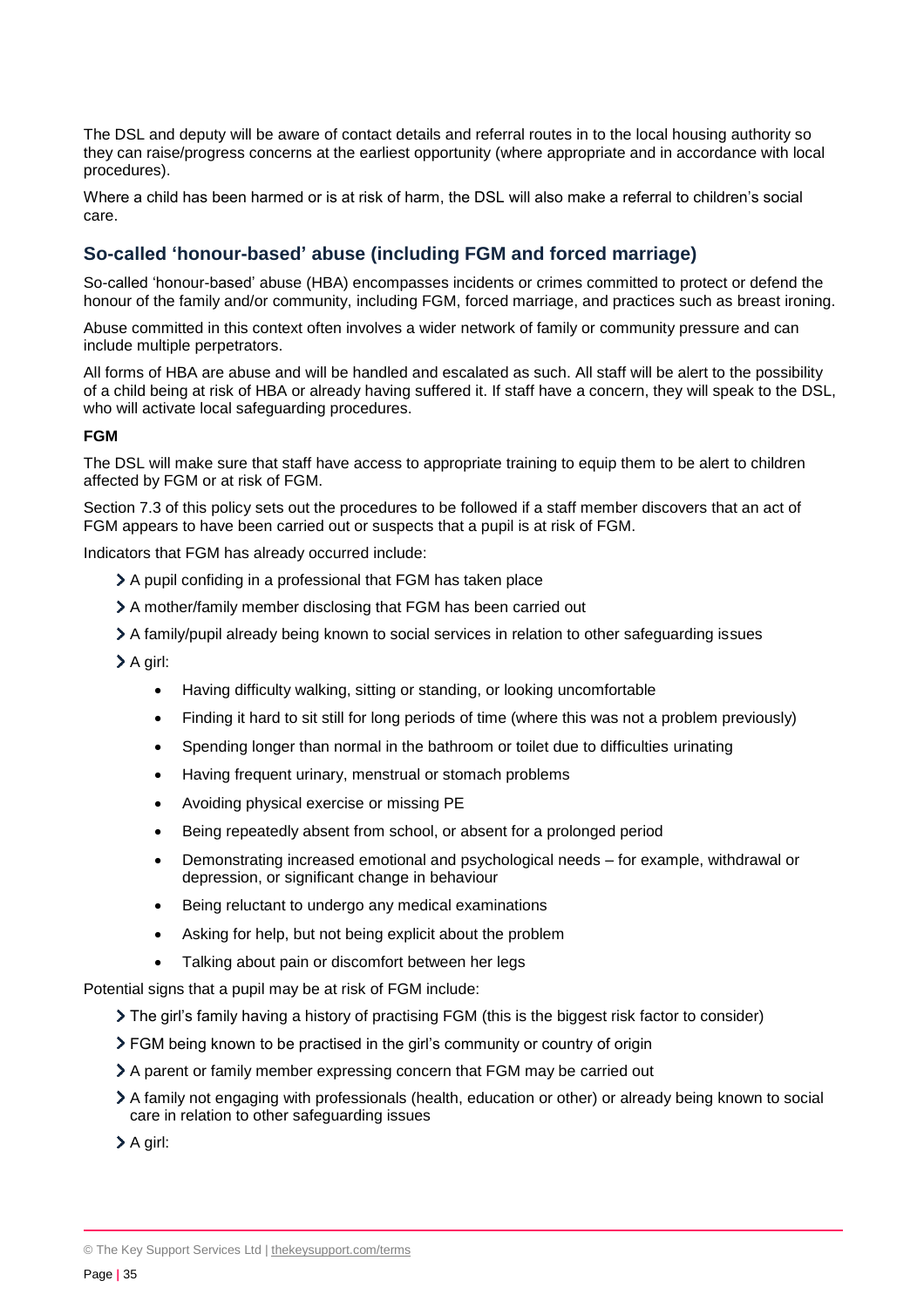The DSL and deputy will be aware of contact details and referral routes in to the local housing authority so they can raise/progress concerns at the earliest opportunity (where appropriate and in accordance with local procedures).

Where a child has been harmed or is at risk of harm, the DSL will also make a referral to children's social care.

## So-called 'honour-based' abuse (including FGM and forced marriage)

So-called 'honour-based' abuse (HBA) encompasses incidents or crimes committed to protect or defend the honour of the family and/or community, including FGM, forced marriage, and practices such as breast ironing.

Abuse committed in this context often involves a wider network of family or community pressure and can include multiple perpetrators.

All forms of HBA are abuse and will be handled and escalated as such. All staff will be alert to the possibility of a child being at risk of HBA or already having suffered it. If staff have a concern, they will speak to the DSL, who will activate local safeguarding procedures.

**FGM**

The DSL will make sure that staff have access to appropriate training to equip them to be alert to children affected by FGM or at risk of FGM.

Section 7.3 of this policy sets out the procedures to be followed if a staff member discovers that an act of FGM appears to have been carried out or suspects that a pupil is at risk of FGM.

Indicators that FGM has already occurred include:

- A pupil confiding in a professional that FGM has taken place
- A mother/family member disclosing that FGM has been carried out
- A family/pupil already being known to social services in relation to other safeguarding issues
- A girl:
    - Having difficulty walking, sitting or standing, or looking uncomfortable
    - Finding it hard to sit still for long periods of time (where this was not a problem previously)
    - Spending longer than normal in the bathroom or toilet due to difficulties urinating
    - Having frequent urinary, menstrual or stomach problems
    - Avoiding physical exercise or missing PE
    - Being repeatedly absent from school, or absent for a prolonged period
    - Demonstrating increased emotional and psychological needs – for example, withdrawal or depression, or significant change in behaviour
    - Being reluctant to undergo any medical examinations
    - Asking for help, but not being explicit about the problem
    - Talking about pain or discomfort between her legs

Potential signs that a pupil may be at risk of FGM include:

- The girl's family having a history of practising FGM (this is the biggest risk factor to consider)
- FGM being known to be practised in the girl's community or country of origin
- A parent or family member expressing concern that FGM may be carried out
- A family not engaging with professionals (health, education or other) or already being known to social care in relation to other safeguarding issues
- A girl: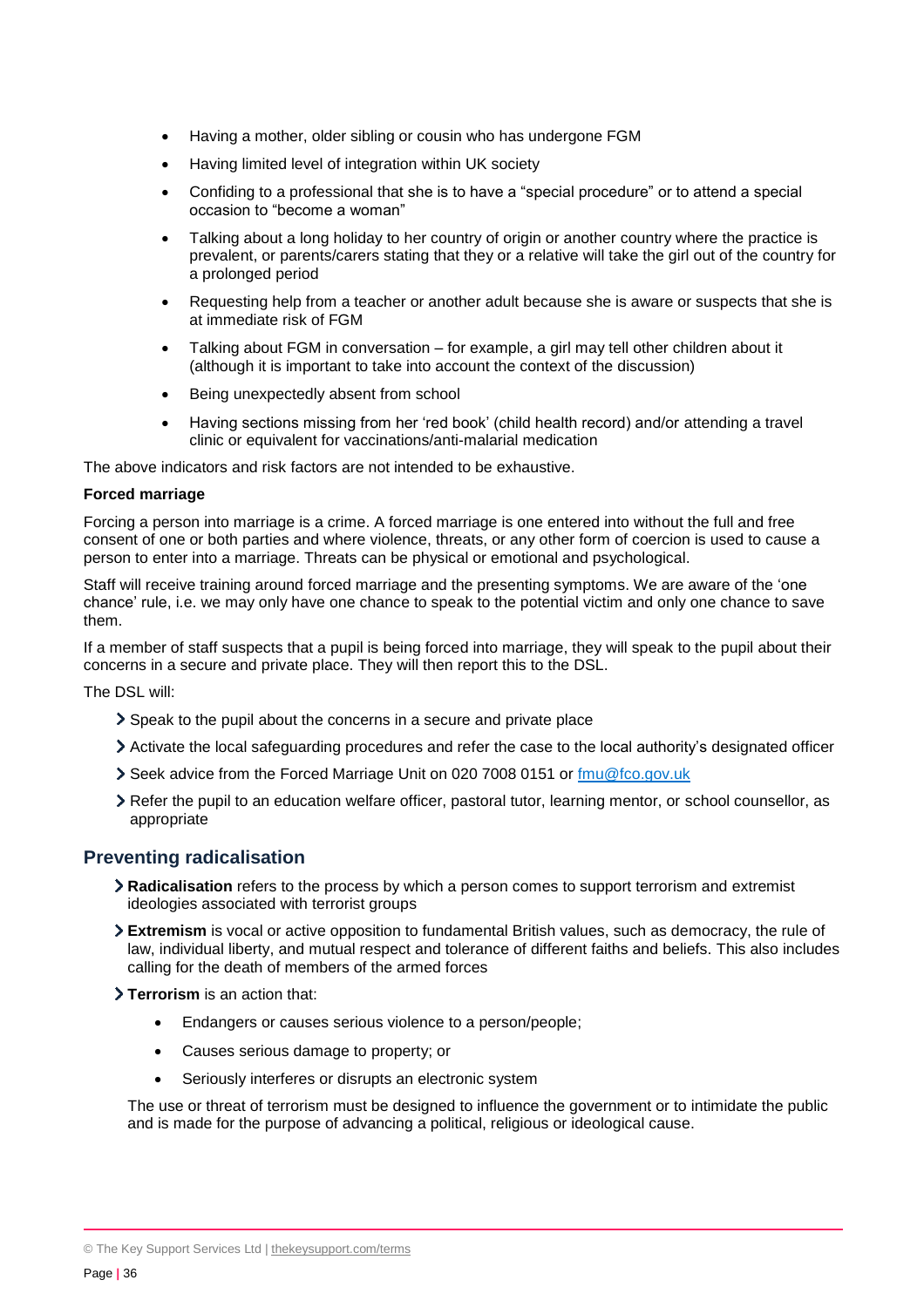- Having a mother, older sibling or cousin who has undergone FGM
- Having limited level of integration within UK society
- Confiding to a professional that she is to have a "special procedure" or to attend a special occasion to "become a woman"
- Talking about a long holiday to her country of origin or another country where the practice is prevalent, or parents/carers stating that they or a relative will take the girl out of the country for a prolonged period
- Requesting help from a teacher or another adult because she is aware or suspects that she is at immediate risk of FGM
- Talking about FGM in conversation – for example, a girl may tell other children about it (although it is important to take into account the context of the discussion)
- Being unexpectedly absent from school
- Having sections missing from her 'red book' (child health record) and/or attending a travel clinic or equivalent for vaccinations/anti-malarial medication

The above indicators and risk factors are not intended to be exhaustive.

**Forced marriage**

Forcing a person into marriage is a crime. A forced marriage is one entered into without the full and free consent of one or both parties and where violence, threats, or any other form of coercion is used to cause a person to enter into a marriage. Threats can be physical or emotional and psychological.

Staff will receive training around forced marriage and the presenting symptoms. We are aware of the 'one chance' rule, i.e. we may only have one chance to speak to the potential victim and only one chance to save them.

If a member of staff suspects that a pupil is being forced into marriage, they will speak to the pupil about their concerns in a secure and private place. They will then report this to the DSL.

The DSL will:

- Speak to the pupil about the concerns in a secure and private place
- Activate the local safeguarding procedures and refer the case to the local authority's designated officer
- Seek advice from the Forced Marriage Unit on 020 7008 0151 or [fmu@fco.gov.uk](mailto:fmu@fco.gov.uk)
- Refer the pupil to an education welfare officer, pastoral tutor, learning mentor, or school counsellor, as appropriate

## Preventing radicalisation

- **Radicalisation** refers to the process by which a person comes to support terrorism and extremist ideologies associated with terrorist groups
- **Extremism** is vocal or active opposition to fundamental British values, such as democracy, the rule of law, individual liberty, and mutual respect and tolerance of different faiths and beliefs. This also includes calling for the death of members of the armed forces
- **Terrorism** is an action that:
  - Endangers or causes serious violence to a person/people;
  - Causes serious damage to property; or
  - Seriously interferes or disrupts an electronic system

  The use or threat of terrorism must be designed to influence the government or to intimidate the public and is made for the purpose of advancing a political, religious or ideological cause.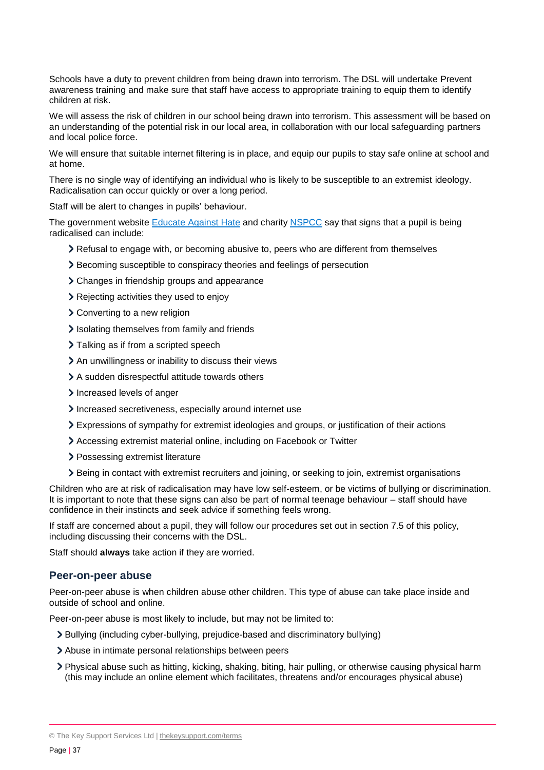Schools have a duty to prevent children from being drawn into terrorism. The DSL will undertake Prevent awareness training and make sure that staff have access to appropriate training to equip them to identify children at risk.

We will assess the risk of children in our school being drawn into terrorism. This assessment will be based on an understanding of the potential risk in our local area, in collaboration with our local safeguarding partners and local police force.

We will ensure that suitable internet filtering is in place, and equip our pupils to stay safe online at school and at home.

There is no single way of identifying an individual who is likely to be susceptible to an extremist ideology. Radicalisation can occur quickly or over a long period.

Staff will be alert to changes in pupils' behaviour.

The government website [Educate Against Hate](#) and charity [NSPCC](#) say that signs that a pupil is being radicalised can include:

- Refusal to engage with, or becoming abusive to, peers who are different from themselves
- Becoming susceptible to conspiracy theories and feelings of persecution
- Changes in friendship groups and appearance
- Rejecting activities they used to enjoy
- Converting to a new religion
- Isolating themselves from family and friends
- Talking as if from a scripted speech
- An unwillingness or inability to discuss their views
- A sudden disrespectful attitude towards others
- Increased levels of anger
- Increased secretiveness, especially around internet use
- Expressions of sympathy for extremist ideologies and groups, or justification of their actions
- Accessing extremist material online, including on Facebook or Twitter
- Possessing extremist literature
- Being in contact with extremist recruiters and joining, or seeking to join, extremist organisations

Children who are at risk of radicalisation may have low self-esteem, or be victims of bullying or discrimination. It is important to note that these signs can also be part of normal teenage behaviour – staff should have confidence in their instincts and seek advice if something feels wrong.

If staff are concerned about a pupil, they will follow our procedures set out in section 7.5 of this policy, including discussing their concerns with the DSL.

Staff should **always** take action if they are worried.

### Peer-on-peer abuse

Peer-on-peer abuse is when children abuse other children. This type of abuse can take place inside and outside of school and online.

Peer-on-peer abuse is most likely to include, but may not be limited to:

- Bullying (including cyber-bullying, prejudice-based and discriminatory bullying)
- Abuse in intimate personal relationships between peers
- Physical abuse such as hitting, kicking, shaking, biting, hair pulling, or otherwise causing physical harm (this may include an online element which facilitates, threatens and/or encourages physical abuse)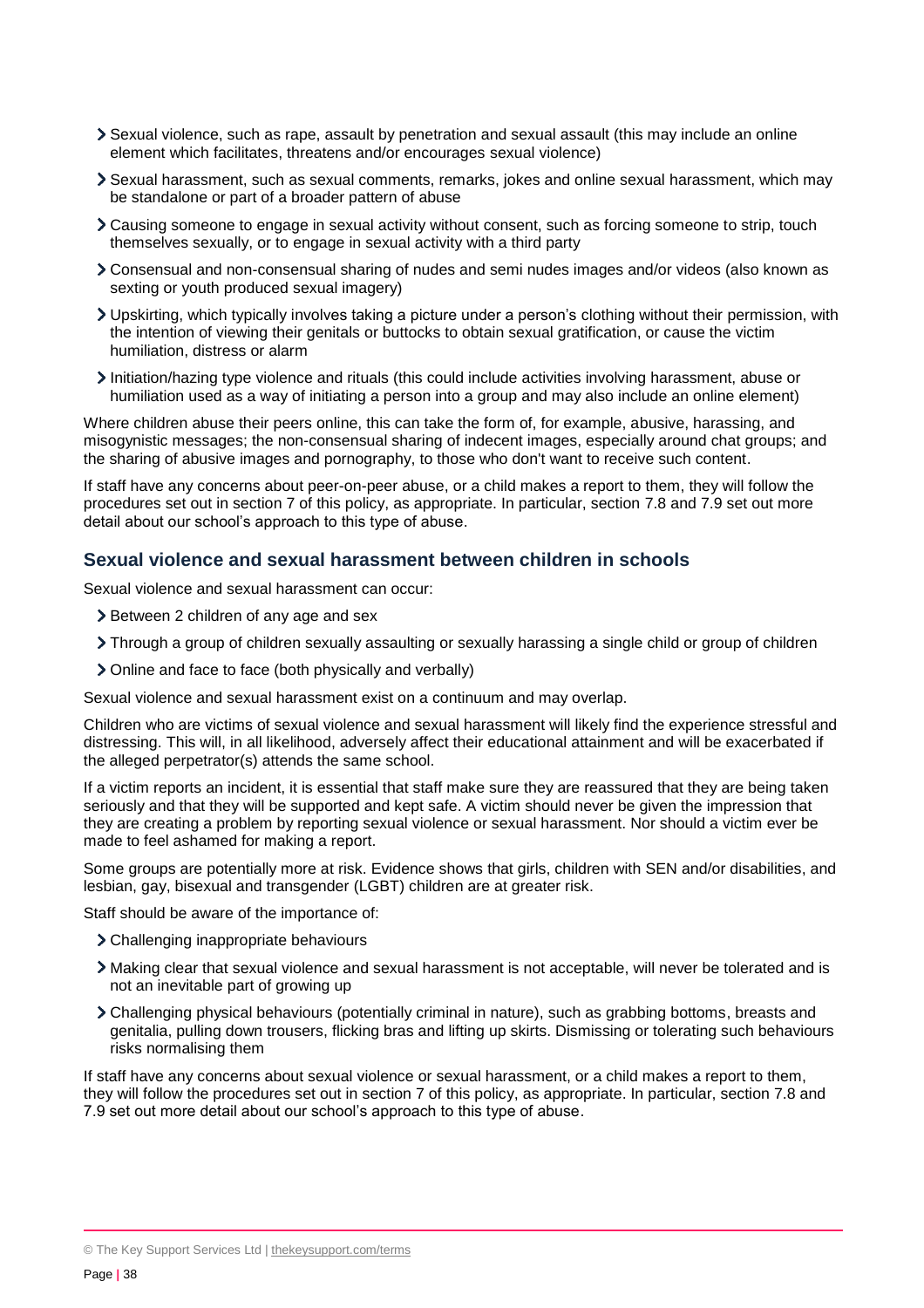- Sexual violence, such as rape, assault by penetration and sexual assault (this may include an online element which facilitates, threatens and/or encourages sexual violence)
- Sexual harassment, such as sexual comments, remarks, jokes and online sexual harassment, which may be standalone or part of a broader pattern of abuse
- Causing someone to engage in sexual activity without consent, such as forcing someone to strip, touch themselves sexually, or to engage in sexual activity with a third party
- Consensual and non-consensual sharing of nudes and semi nudes images and/or videos (also known as sexting or youth produced sexual imagery)
- Upskirting, which typically involves taking a picture under a person's clothing without their permission, with the intention of viewing their genitals or buttocks to obtain sexual gratification, or cause the victim humiliation, distress or alarm
- Initiation/hazing type violence and rituals (this could include activities involving harassment, abuse or humiliation used as a way of initiating a person into a group and may also include an online element)

Where children abuse their peers online, this can take the form of, for example, abusive, harassing, and misogynistic messages; the non-consensual sharing of indecent images, especially around chat groups; and the sharing of abusive images and pornography, to those who don't want to receive such content.

If staff have any concerns about peer-on-peer abuse, or a child makes a report to them, they will follow the procedures set out in section 7 of this policy, as appropriate. In particular, section 7.8 and 7.9 set out more detail about our school's approach to this type of abuse.

## Sexual violence and sexual harassment between children in schools

Sexual violence and sexual harassment can occur:

- Between 2 children of any age and sex
- Through a group of children sexually assaulting or sexually harassing a single child or group of children
- Online and face to face (both physically and verbally)

Sexual violence and sexual harassment exist on a continuum and may overlap.

Children who are victims of sexual violence and sexual harassment will likely find the experience stressful and distressing. This will, in all likelihood, adversely affect their educational attainment and will be exacerbated if the alleged perpetrator(s) attends the same school.

If a victim reports an incident, it is essential that staff make sure they are reassured that they are being taken seriously and that they will be supported and kept safe. A victim should never be given the impression that they are creating a problem by reporting sexual violence or sexual harassment. Nor should a victim ever be made to feel ashamed for making a report.

Some groups are potentially more at risk. Evidence shows that girls, children with SEN and/or disabilities, and lesbian, gay, bisexual and transgender (LGBT) children are at greater risk.

Staff should be aware of the importance of:

- Challenging inappropriate behaviours
- Making clear that sexual violence and sexual harassment is not acceptable, will never be tolerated and is not an inevitable part of growing up
- Challenging physical behaviours (potentially criminal in nature), such as grabbing bottoms, breasts and genitalia, pulling down trousers, flicking bras and lifting up skirts. Dismissing or tolerating such behaviours risks normalising them

If staff have any concerns about sexual violence or sexual harassment, or a child makes a report to them, they will follow the procedures set out in section 7 of this policy, as appropriate. In particular, section 7.8 and 7.9 set out more detail about our school's approach to this type of abuse.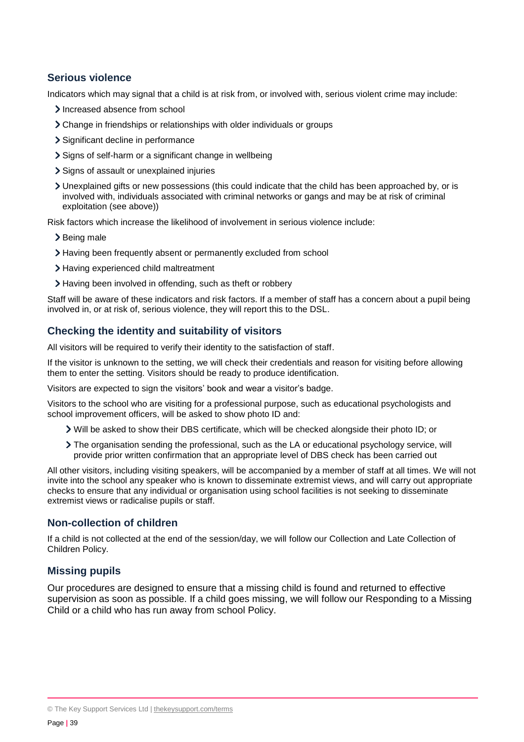### Serious violence

Indicators which may signal that a child is at risk from, or involved with, serious violent crime may include:

- Increased absence from school
- Change in friendships or relationships with older individuals or groups
- Significant decline in performance
- Signs of self-harm or a significant change in wellbeing
- Signs of assault or unexplained injuries
- Unexplained gifts or new possessions (this could indicate that the child has been approached by, or is involved with, individuals associated with criminal networks or gangs and may be at risk of criminal exploitation (see above))

Risk factors which increase the likelihood of involvement in serious violence include:

- Being male
- Having been frequently absent or permanently excluded from school
- Having experienced child maltreatment
- Having been involved in offending, such as theft or robbery

Staff will be aware of these indicators and risk factors. If a member of staff has a concern about a pupil being involved in, or at risk of, serious violence, they will report this to the DSL.

### Checking the identity and suitability of visitors

All visitors will be required to verify their identity to the satisfaction of staff.

If the visitor is unknown to the setting, we will check their credentials and reason for visiting before allowing them to enter the setting. Visitors should be ready to produce identification.

Visitors are expected to sign the visitors' book and wear a visitor's badge.

Visitors to the school who are visiting for a professional purpose, such as educational psychologists and school improvement officers, will be asked to show photo ID and:

- Will be asked to show their DBS certificate, which will be checked alongside their photo ID; or
- The organisation sending the professional, such as the LA or educational psychology service, will provide prior written confirmation that an appropriate level of DBS check has been carried out

All other visitors, including visiting speakers, will be accompanied by a member of staff at all times. We will not invite into the school any speaker who is known to disseminate extremist views, and will carry out appropriate checks to ensure that any individual or organisation using school facilities is not seeking to disseminate extremist views or radicalise pupils or staff.

### Non-collection of children

If a child is not collected at the end of the session/day, we will follow our Collection and Late Collection of Children Policy.

### Missing pupils

Our procedures are designed to ensure that a missing child is found and returned to effective supervision as soon as possible. If a child goes missing, we will follow our Responding to a Missing Child or a child who has run away from school Policy.